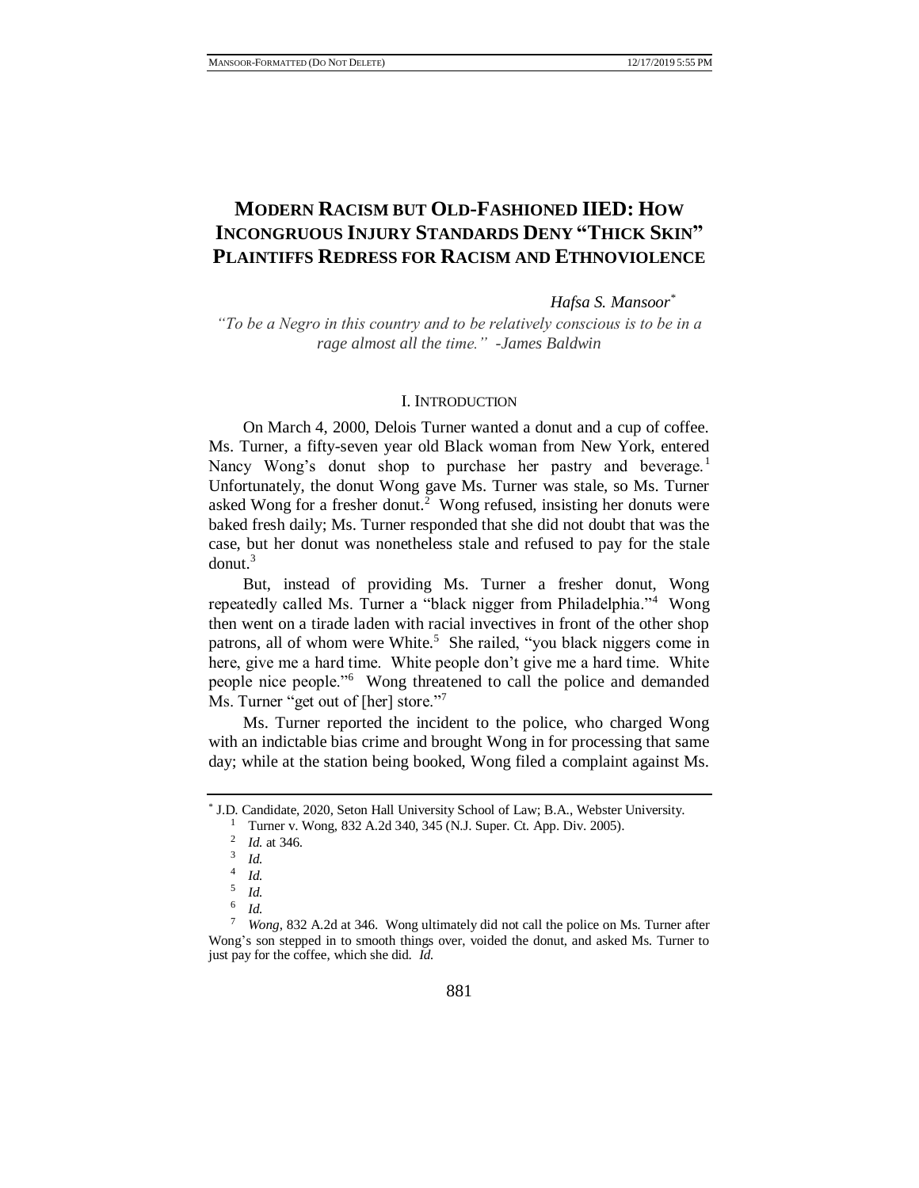# MODERN RACISM BUT OLD-FASHIONED IIED: HOW INCONGRUOUS INJURY STANDARDS DENY "THICK SKIN" PLAINTIFFS REDRESS FOR RACISM AND ETHNOVIOLENCE

*Hafsa S. Mansoor*[*]

*"To be a Negro in this country and to be relatively conscious is to be in a rage almost all the time." -James Baldwin*

## I. INTRODUCTION

On March 4, 2000, Delois Turner wanted a donut and a cup of coffee. Ms. Turner, a fifty-seven year old Black woman from New York, entered Nancy Wong's donut shop to purchase her pastry and beverage.[1] Unfortunately, the donut Wong gave Ms. Turner was stale, so Ms. Turner asked Wong for a fresher donut.[2] Wong refused, insisting her donuts were baked fresh daily; Ms. Turner responded that she did not doubt that was the case, but her donut was nonetheless stale and refused to pay for the stale donut.[3]

But, instead of providing Ms. Turner a fresher donut, Wong repeatedly called Ms. Turner a "black nigger from Philadelphia."[4] Wong then went on a tirade laden with racial invectives in front of the other shop patrons, all of whom were White.[5] She railed, "you black niggers come in here, give me a hard time. White people don't give me a hard time. White people nice people."[6] Wong threatened to call the police and demanded Ms. Turner "get out of [her] store."[7]

Ms. Turner reported the incident to the police, who charged Wong with an indictable bias crime and brought Wong in for processing that same day; while at the station being booked, Wong filed a complaint against Ms.

---

[*] J.D. Candidate, 2020, Seton Hall University School of Law; B.A., Webster University.

[1] Turner v. Wong, 832 A.2d 340, 345 (N.J. Super. Ct. App. Div. 2005).

[2] *Id.* at 346.

[3] *Id.*

[4] *Id.*

[5] *Id.*

[6] *Id.*

[7] *Wong*, 832 A.2d at 346. Wong ultimately did not call the police on Ms. Turner after Wong's son stepped in to smooth things over, voided the donut, and asked Ms. Turner to just pay for the coffee, which she did. *Id.*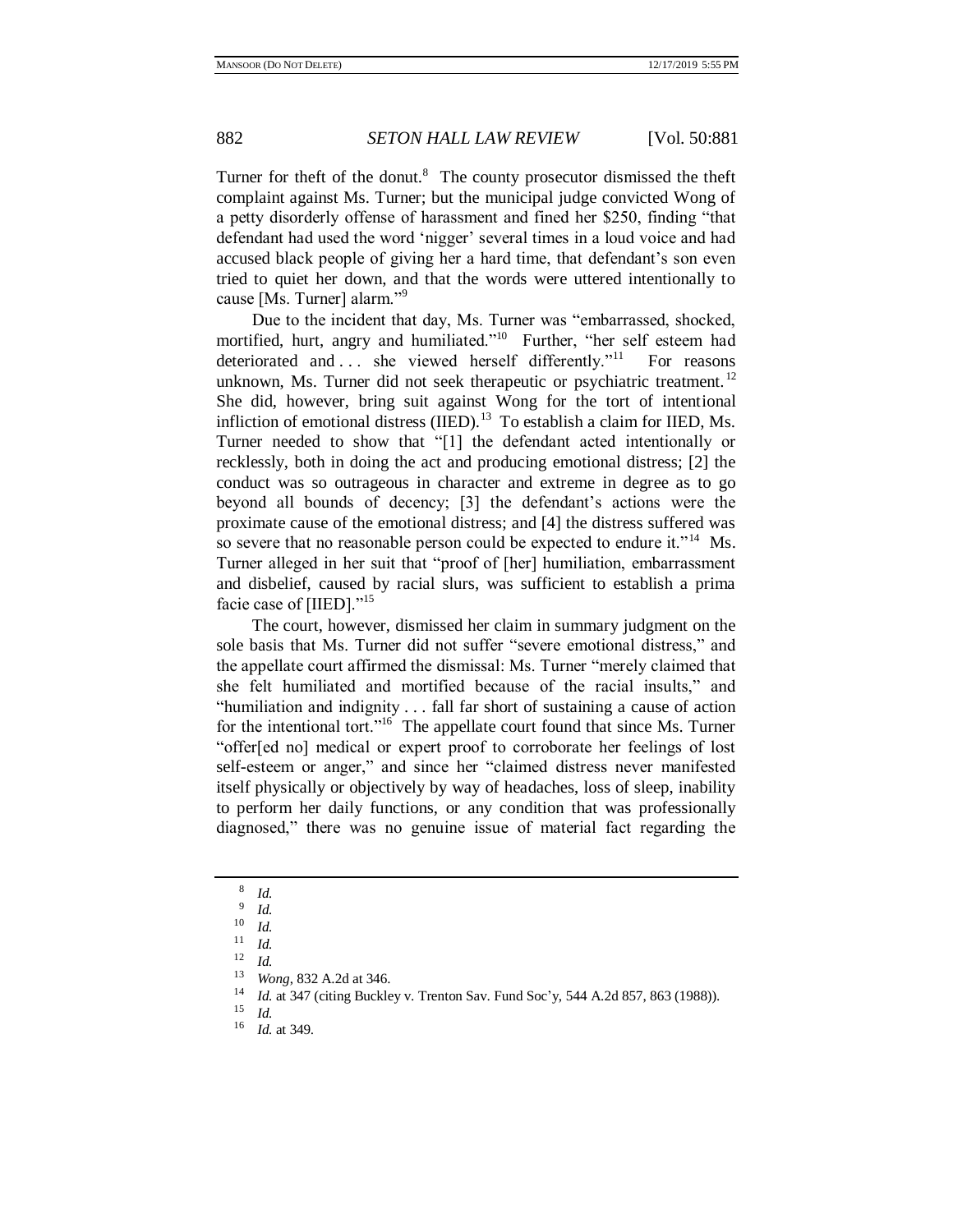Turner for theft of the donut.[8] The county prosecutor dismissed the theft complaint against Ms. Turner; but the municipal judge convicted Wong of a petty disorderly offense of harassment and fined her $250, finding "that defendant had used the word 'nigger' several times in a loud voice and had accused black people of giving her a hard time, that defendant's son even tried to quiet her down, and that the words were uttered intentionally to cause [Ms. Turner] alarm."[9]

Due to the incident that day, Ms. Turner was "embarrassed, shocked, mortified, hurt, angry and humiliated."[10] Further, "her self esteem had deteriorated and . . . she viewed herself differently."[11] For reasons unknown, Ms. Turner did not seek therapeutic or psychiatric treatment.[12] She did, however, bring suit against Wong for the tort of intentional infliction of emotional distress (IIED).[13] To establish a claim for IIED, Ms. Turner needed to show that "[1] the defendant acted intentionally or recklessly, both in doing the act and producing emotional distress; [2] the conduct was so outrageous in character and extreme in degree as to go beyond all bounds of decency; [3] the defendant's actions were the proximate cause of the emotional distress; and [4] the distress suffered was so severe that no reasonable person could be expected to endure it."[14] Ms. Turner alleged in her suit that "proof of [her] humiliation, embarrassment and disbelief, caused by racial slurs, was sufficient to establish a prima facie case of [IIED]."[15]

The court, however, dismissed her claim in summary judgment on the sole basis that Ms. Turner did not suffer "severe emotional distress," and the appellate court affirmed the dismissal: Ms. Turner "merely claimed that she felt humiliated and mortified because of the racial insults," and "humiliation and indignity . . . fall far short of sustaining a cause of action for the intentional tort."[16] The appellate court found that since Ms. Turner "offer[ed no] medical or expert proof to corroborate her feelings of lost self-esteem or anger," and since her "claimed distress never manifested itself physically or objectively by way of headaches, loss of sleep, inability to perform her daily functions, or any condition that was professionally diagnosed," there was no genuine issue of material fact regarding the

---

[8] *Id.*

[9] *Id.*

[10] *Id.*

[11] *Id.*

[12] *Id.*

[13] *Wong*, 832 A.2d at 346.

[14] *Id.* at 347 (citing Buckley v. Trenton Sav. Fund Soc'y, 544 A.2d 857, 863 (1988)).

[15] *Id.*

[16] *Id.* at 349.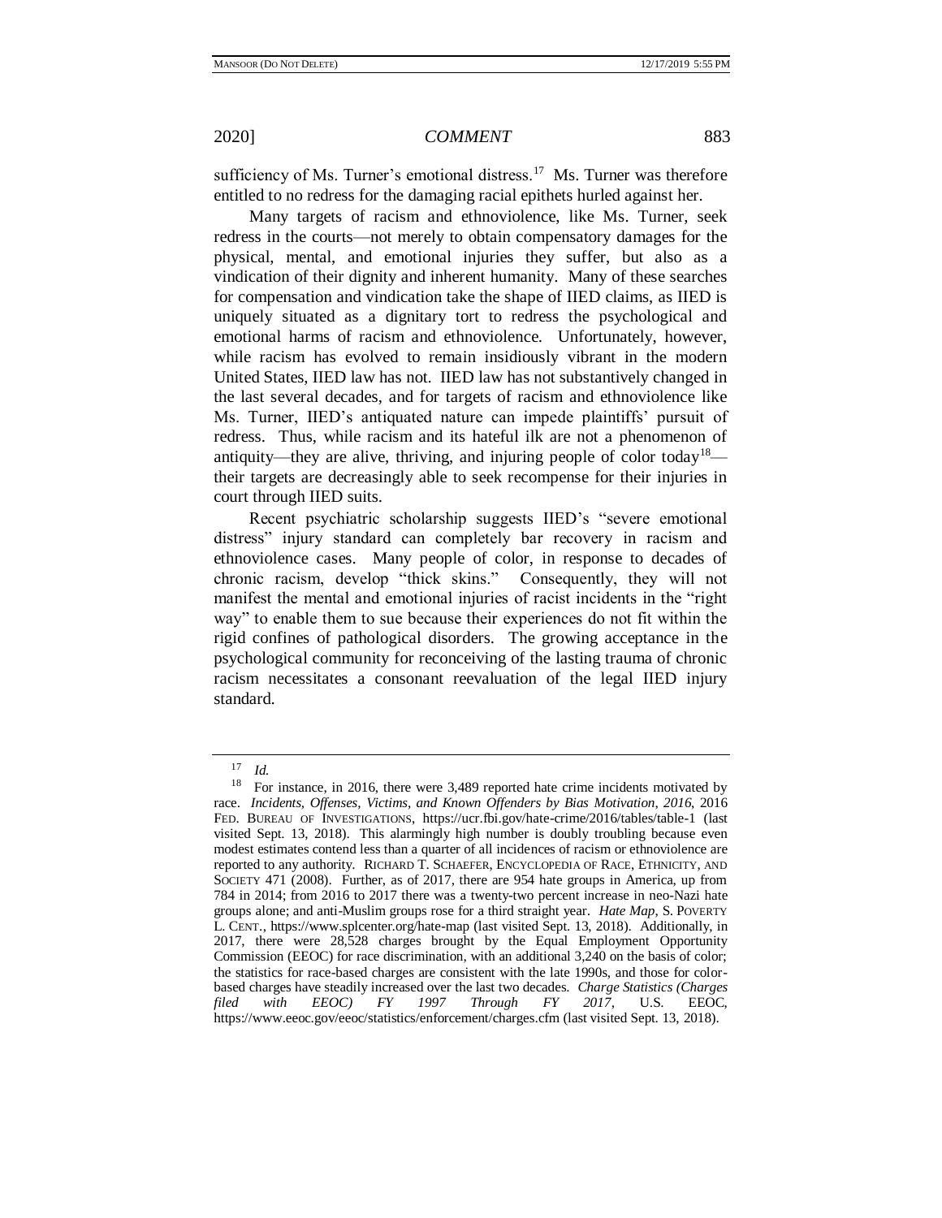sufficiency of Ms. Turner's emotional distress.[17] Ms. Turner was therefore entitled to no redress for the damaging racial epithets hurled against her.

Many targets of racism and ethnoviolence, like Ms. Turner, seek redress in the courts—not merely to obtain compensatory damages for the physical, mental, and emotional injuries they suffer, but also as a vindication of their dignity and inherent humanity. Many of these searches for compensation and vindication take the shape of IIED claims, as IIED is uniquely situated as a dignitary tort to redress the psychological and emotional harms of racism and ethnoviolence. Unfortunately, however, while racism has evolved to remain insidiously vibrant in the modern United States, IIED law has not. IIED law has not substantively changed in the last several decades, and for targets of racism and ethnoviolence like Ms. Turner, IIED's antiquated nature can impede plaintiffs' pursuit of redress. Thus, while racism and its hateful ilk are not a phenomenon of antiquity—they are alive, thriving, and injuring people of color today[18]—their targets are decreasingly able to seek recompense for their injuries in court through IIED suits.

Recent psychiatric scholarship suggests IIED's "severe emotional distress" injury standard can completely bar recovery in racism and ethnoviolence cases. Many people of color, in response to decades of chronic racism, develop "thick skins." Consequently, they will not manifest the mental and emotional injuries of racist incidents in the "right way" to enable them to sue because their experiences do not fit within the rigid confines of pathological disorders. The growing acceptance in the psychological community for reconceiving of the lasting trauma of chronic racism necessitates a consonant reevaluation of the legal IIED injury standard.

---

[17] *Id.*

[18] For instance, in 2016, there were 3,489 reported hate crime incidents motivated by race. *Incidents, Offenses, Victims, and Known Offenders by Bias Motivation, 2016*, 2016 FED. BUREAU OF INVESTIGATIONS, https://ucr.fbi.gov/hate-crime/2016/tables/table-1 (last visited Sept. 13, 2018). This alarmingly high number is doubly troubling because even modest estimates contend less than a quarter of all incidences of racism or ethnoviolence are reported to any authority. RICHARD T. SCHAEFER, ENCYCLOPEDIA OF RACE, ETHNICITY, AND SOCIETY 471 (2008). Further, as of 2017, there are 954 hate groups in America, up from 784 in 2014; from 2016 to 2017 there was a twenty-two percent increase in neo-Nazi hate groups alone; and anti-Muslim groups rose for a third straight year. *Hate Map*, S. POVERTY L. CENT., https://www.splcenter.org/hate-map (last visited Sept. 13, 2018). Additionally, in 2017, there were 28,528 charges brought by the Equal Employment Opportunity Commission (EEOC) for race discrimination, with an additional 3,240 on the basis of color; the statistics for race-based charges are consistent with the late 1990s, and those for color-based charges have steadily increased over the last two decades. *Charge Statistics (Charges filed with EEOC) FY 1997 Through FY 2017*, U.S. EEOC, https://www.eeoc.gov/eeoc/statistics/enforcement/charges.cfm (last visited Sept. 13, 2018).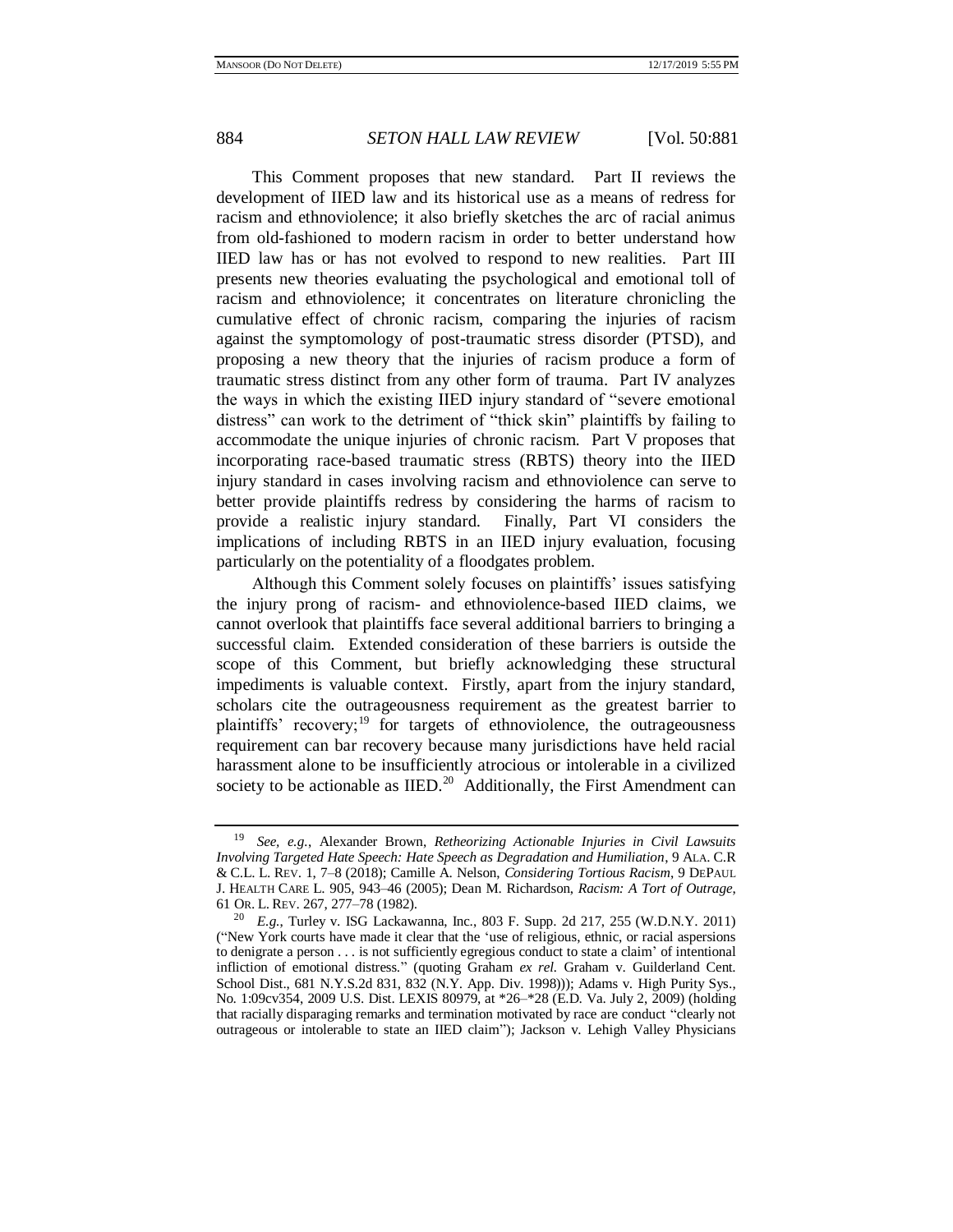This Comment proposes that new standard. Part II reviews the development of IIED law and its historical use as a means of redress for racism and ethnoviolence; it also briefly sketches the arc of racial animus from old-fashioned to modern racism in order to better understand how IIED law has or has not evolved to respond to new realities. Part III presents new theories evaluating the psychological and emotional toll of racism and ethnoviolence; it concentrates on literature chronicling the cumulative effect of chronic racism, comparing the injuries of racism against the symptomology of post-traumatic stress disorder (PTSD), and proposing a new theory that the injuries of racism produce a form of traumatic stress distinct from any other form of trauma. Part IV analyzes the ways in which the existing IIED injury standard of "severe emotional distress" can work to the detriment of "thick skin" plaintiffs by failing to accommodate the unique injuries of chronic racism. Part V proposes that incorporating race-based traumatic stress (RBTS) theory into the IIED injury standard in cases involving racism and ethnoviolence can serve to better provide plaintiffs redress by considering the harms of racism to provide a realistic injury standard. Finally, Part VI considers the implications of including RBTS in an IIED injury evaluation, focusing particularly on the potentiality of a floodgates problem.

Although this Comment solely focuses on plaintiffs' issues satisfying the injury prong of racism- and ethnoviolence-based IIED claims, we cannot overlook that plaintiffs face several additional barriers to bringing a successful claim. Extended consideration of these barriers is outside the scope of this Comment, but briefly acknowledging these structural impediments is valuable context. Firstly, apart from the injury standard, scholars cite the outrageousness requirement as the greatest barrier to plaintiffs' recovery;[19] for targets of ethnoviolence, the outrageousness requirement can bar recovery because many jurisdictions have held racial harassment alone to be insufficiently atrocious or intolerable in a civilized society to be actionable as IIED.[20] Additionally, the First Amendment can

---

[19] *See, e.g.*, Alexander Brown, *Retheorizing Actionable Injuries in Civil Lawsuits Involving Targeted Hate Speech: Hate Speech as Degradation and Humiliation*, 9 ALA. C.R & C.L. L. REV. 1, 7–8 (2018); Camille A. Nelson, *Considering Tortious Racism*, 9 DEPAUL J. HEALTH CARE L. 905, 943–46 (2005); Dean M. Richardson, *Racism: A Tort of Outrage*, 61 OR. L. REV. 267, 277–78 (1982).

[20] *E.g.*, Turley v. ISG Lackawanna, Inc., 803 F. Supp. 2d 217, 255 (W.D.N.Y. 2011) ("New York courts have made it clear that the 'use of religious, ethnic, or racial aspersions to denigrate a person . . . is not sufficiently egregious conduct to state a claim' of intentional infliction of emotional distress." (quoting Graham *ex rel.* Graham v. Guilderland Cent. School Dist., 681 N.Y.S.2d 831, 832 (N.Y. App. Div. 1998))); Adams v. High Purity Sys., No. 1:09cv354, 2009 U.S. Dist. LEXIS 80979, at *26–*28 (E.D. Va. July 2, 2009) (holding that racially disparaging remarks and termination motivated by race are conduct "clearly not outrageous or intolerable to state an IIED claim"); Jackson v. Lehigh Valley Physicians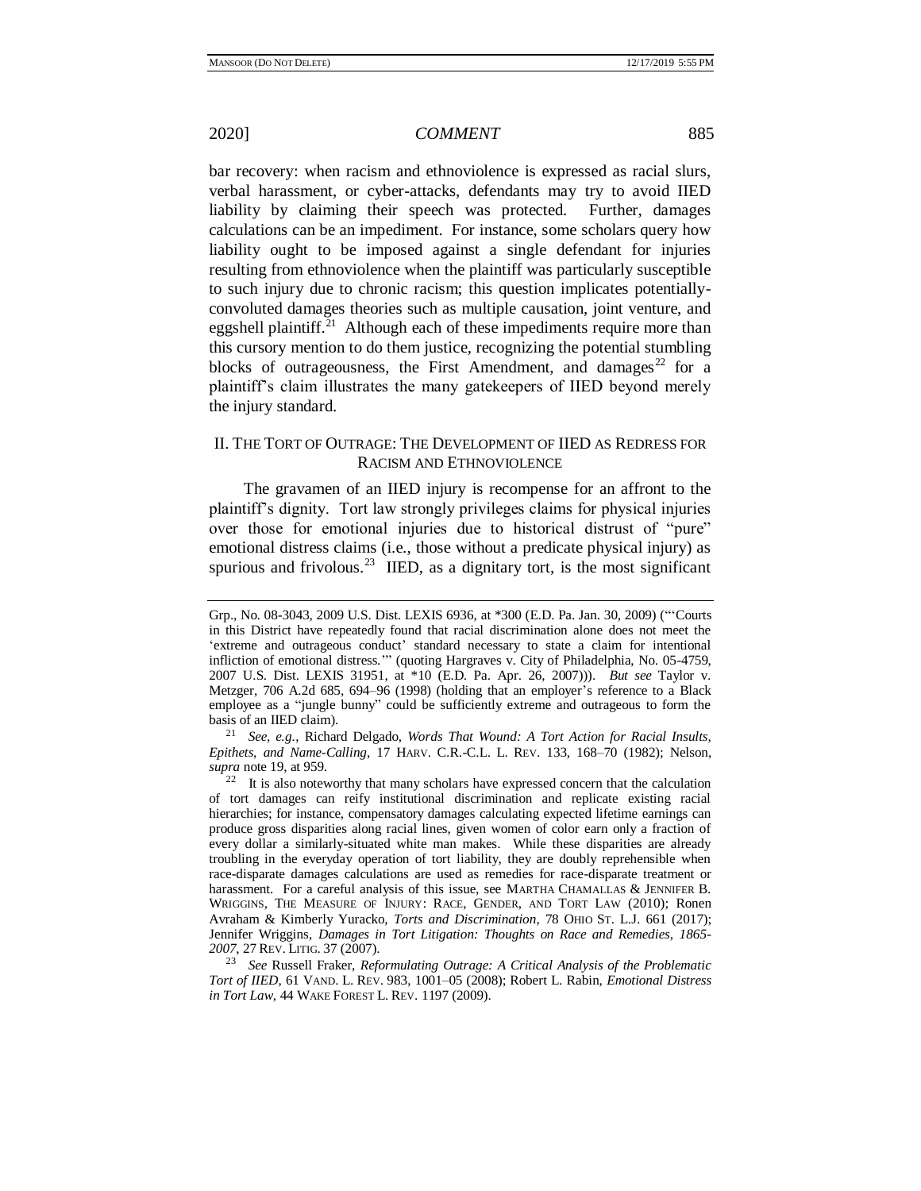bar recovery: when racism and ethnoviolence is expressed as racial slurs, verbal harassment, or cyber-attacks, defendants may try to avoid IIED liability by claiming their speech was protected. Further, damages calculations can be an impediment. For instance, some scholars query how liability ought to be imposed against a single defendant for injuries resulting from ethnoviolence when the plaintiff was particularly susceptible to such injury due to chronic racism; this question implicates potentially-convoluted damages theories such as multiple causation, joint venture, and eggshell plaintiff.[21] Although each of these impediments require more than this cursory mention to do them justice, recognizing the potential stumbling blocks of outrageousness, the First Amendment, and damages[22] for a plaintiff's claim illustrates the many gatekeepers of IIED beyond merely the injury standard.

## II. THE TORT OF OUTRAGE: THE DEVELOPMENT OF IIED AS REDRESS FOR RACISM AND ETHNOVIOLENCE

The gravamen of an IIED injury is recompense for an affront to the plaintiff's dignity. Tort law strongly privileges claims for physical injuries over those for emotional injuries due to historical distrust of "pure" emotional distress claims (i.e., those without a predicate physical injury) as spurious and frivolous.[23] IIED, as a dignitary tort, is the most significant

---

Grp., No. 08-3043, 2009 U.S. Dist. LEXIS 6936, at \*300 (E.D. Pa. Jan. 30, 2009) ("'Courts in this District have repeatedly found that racial discrimination alone does not meet the 'extreme and outrageous conduct' standard necessary to state a claim for intentional infliction of emotional distress.'" (quoting Hargraves v. City of Philadelphia, No. 05-4759, 2007 U.S. Dist. LEXIS 31951, at \*10 (E.D. Pa. Apr. 26, 2007))). *But see* Taylor v. Metzger, 706 A.2d 685, 694–96 (1998) (holding that an employer's reference to a Black employee as a "jungle bunny" could be sufficiently extreme and outrageous to form the basis of an IIED claim).

[21] *See, e.g.*, Richard Delgado, *Words That Wound: A Tort Action for Racial Insults, Epithets, and Name-Calling*, 17 HARV. C.R.-C.L. L. REV. 133, 168–70 (1982); Nelson, *supra* note 19, at 959.

[22] It is also noteworthy that many scholars have expressed concern that the calculation of tort damages can reify institutional discrimination and replicate existing racial hierarchies; for instance, compensatory damages calculating expected lifetime earnings can produce gross disparities along racial lines, given women of color earn only a fraction of every dollar a similarly-situated white man makes. While these disparities are already troubling in the everyday operation of tort liability, they are doubly reprehensible when race-disparate damages calculations are used as remedies for race-disparate treatment or harassment. For a careful analysis of this issue, see MARTHA CHAMALLAS & JENNIFER B. WRIGGINS, THE MEASURE OF INJURY: RACE, GENDER, AND TORT LAW (2010); Ronen Avraham & Kimberly Yuracko, *Torts and Discrimination*, 78 OHIO ST. L.J. 661 (2017); Jennifer Wriggins, *Damages in Tort Litigation: Thoughts on Race and Remedies, 1865-2007*, 27 REV. LITIG. 37 (2007).

[23] *See* Russell Fraker, *Reformulating Outrage: A Critical Analysis of the Problematic Tort of IIED*, 61 VAND. L. REV. 983, 1001–05 (2008); Robert L. Rabin, *Emotional Distress in Tort Law*, 44 WAKE FOREST L. REV. 1197 (2009).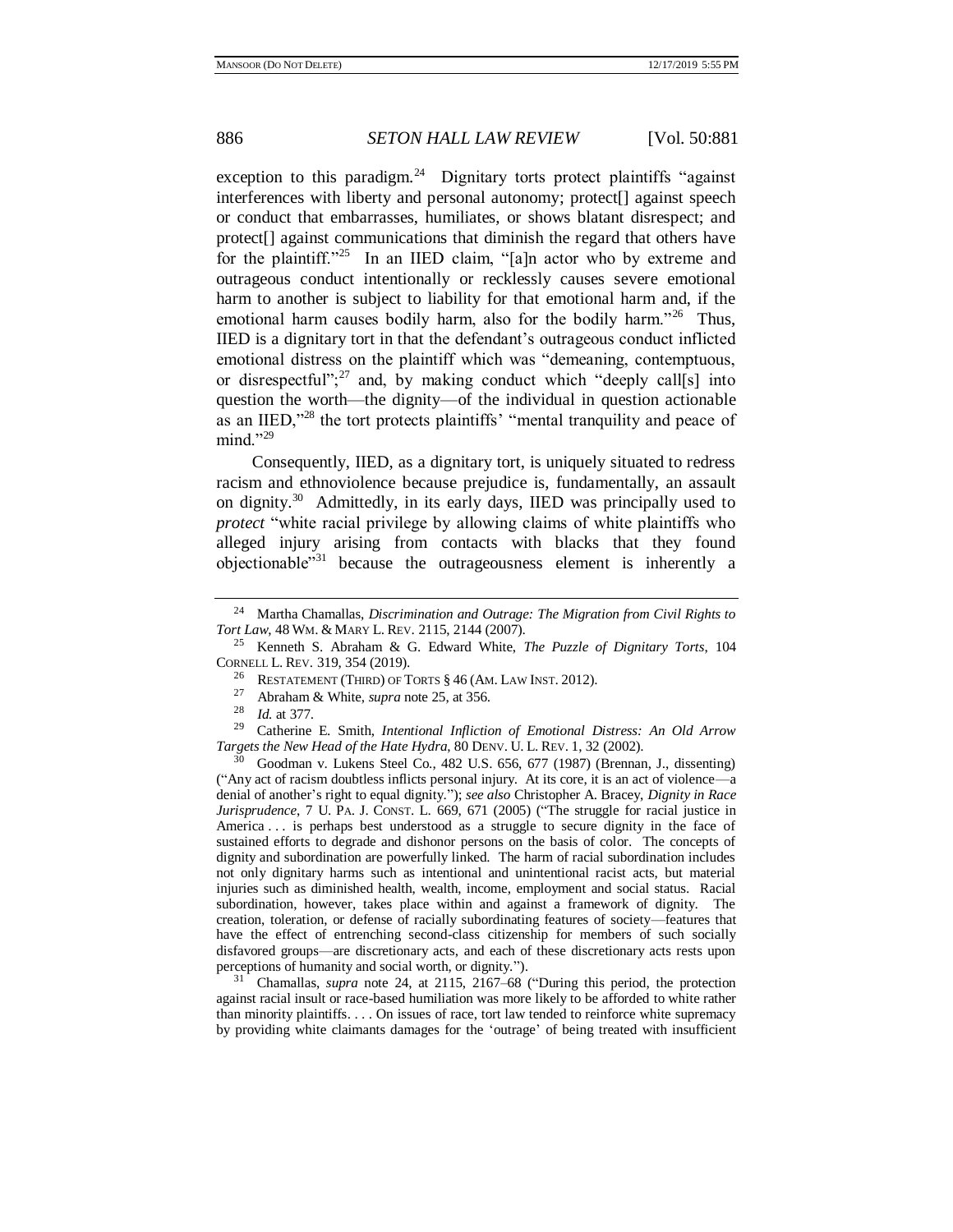exception to this paradigm.[24] Dignitary torts protect plaintiffs "against interferences with liberty and personal autonomy; protect[] against speech or conduct that embarrasses, humiliates, or shows blatant disrespect; and protect[] against communications that diminish the regard that others have for the plaintiff."[25] In an IIED claim, "[a]n actor who by extreme and outrageous conduct intentionally or recklessly causes severe emotional harm to another is subject to liability for that emotional harm and, if the emotional harm causes bodily harm, also for the bodily harm."[26] Thus, IIED is a dignitary tort in that the defendant's outrageous conduct inflicted emotional distress on the plaintiff which was "demeaning, contemptuous, or disrespectful";[27] and, by making conduct which "deeply call[s] into question the worth—the dignity—of the individual in question actionable as an IIED,"[28] the tort protects plaintiffs' "mental tranquility and peace of mind."[29]

Consequently, IIED, as a dignitary tort, is uniquely situated to redress racism and ethnoviolence because prejudice is, fundamentally, an assault on dignity.[30] Admittedly, in its early days, IIED was principally used to *protect* "white racial privilege by allowing claims of white plaintiffs who alleged injury arising from contacts with blacks that they found objectionable"[31] because the outrageousness element is inherently a

---

[24] Martha Chamallas, *Discrimination and Outrage: The Migration from Civil Rights to Tort Law*, 48 WM. & MARY L. REV. 2115, 2144 (2007).

[25] Kenneth S. Abraham & G. Edward White, *The Puzzle of Dignitary Torts*, 104 CORNELL L. REV. 319, 354 (2019).

[26] RESTATEMENT (THIRD) OF TORTS § 46 (AM. LAW INST. 2012).

[27] Abraham & White, *supra* note 25, at 356.

[28] *Id.* at 377.

[29] Catherine E. Smith, *Intentional Infliction of Emotional Distress: An Old Arrow Targets the New Head of the Hate Hydra*, 80 DENV. U. L. REV. 1, 32 (2002).

[30] Goodman v. Lukens Steel Co., 482 U.S. 656, 677 (1987) (Brennan, J., dissenting) ("Any act of racism doubtless inflicts personal injury. At its core, it is an act of violence—a denial of another's right to equal dignity."); *see also* Christopher A. Bracey, *Dignity in Race Jurisprudence*, 7 U. PA. J. CONST. L. 669, 671 (2005) ("The struggle for racial justice in America . . . is perhaps best understood as a struggle to secure dignity in the face of sustained efforts to degrade and dishonor persons on the basis of color. The concepts of dignity and subordination are powerfully linked. The harm of racial subordination includes not only dignitary harms such as intentional and unintentional racist acts, but material injuries such as diminished health, wealth, income, employment and social status. Racial subordination, however, takes place within and against a framework of dignity. The creation, toleration, or defense of racially subordinating features of society—features that have the effect of entrenching second-class citizenship for members of such socially disfavored groups—are discretionary acts, and each of these discretionary acts rests upon perceptions of humanity and social worth, or dignity.").

[31] Chamallas, *supra* note 24, at 2115, 2167–68 ("During this period, the protection against racial insult or race-based humiliation was more likely to be afforded to white rather than minority plaintiffs. . . . On issues of race, tort law tended to reinforce white supremacy by providing white claimants damages for the 'outrage' of being treated with insufficient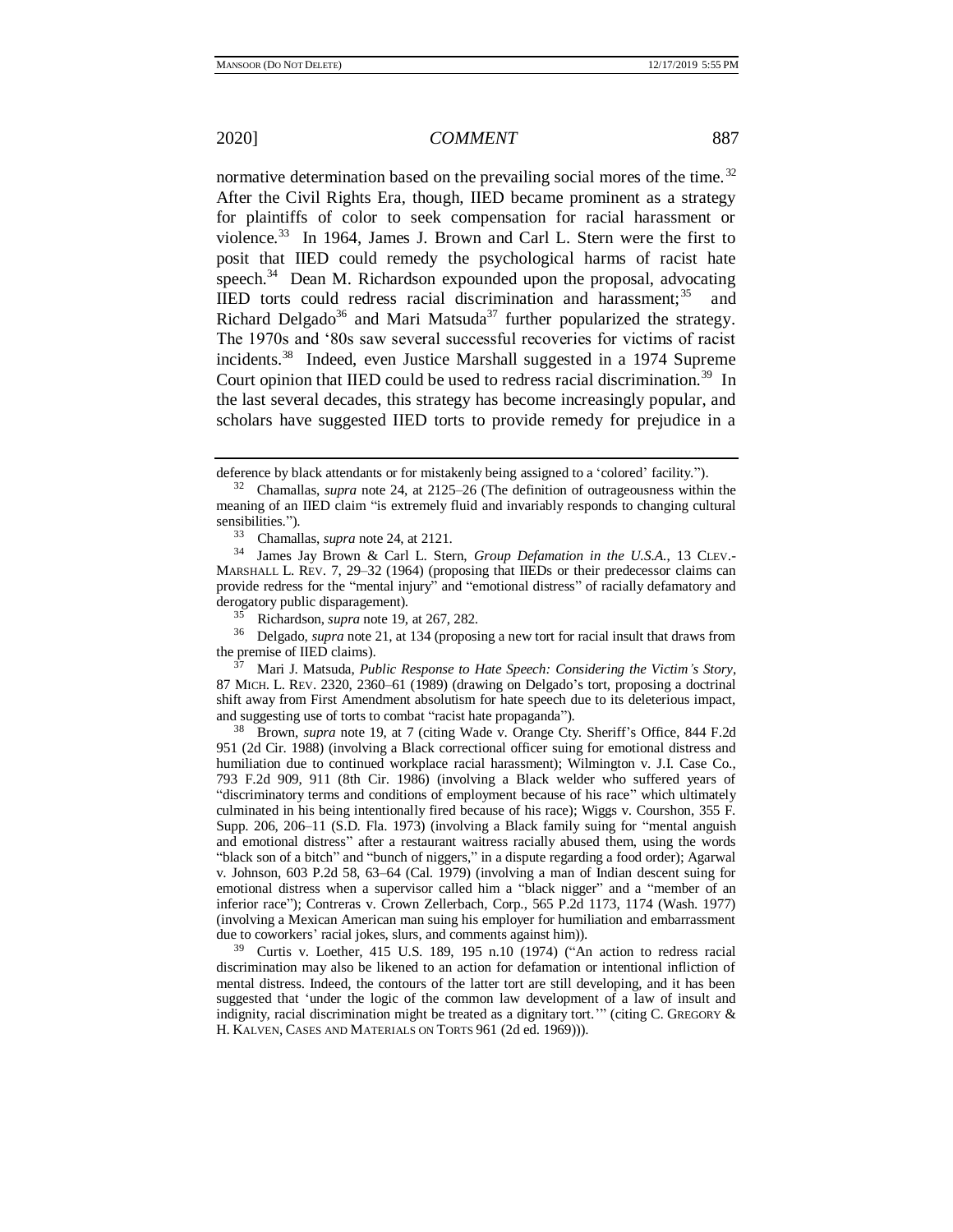normative determination based on the prevailing social mores of the time.[32] After the Civil Rights Era, though, IIED became prominent as a strategy for plaintiffs of color to seek compensation for racial harassment or violence.[33] In 1964, James J. Brown and Carl L. Stern were the first to posit that IIED could remedy the psychological harms of racist hate speech.[34] Dean M. Richardson expounded upon the proposal, advocating IIED torts could redress racial discrimination and harassment;[35] and Richard Delgado[36] and Mari Matsuda[37] further popularized the strategy. The 1970s and '80s saw several successful recoveries for victims of racist incidents.[38] Indeed, even Justice Marshall suggested in a 1974 Supreme Court opinion that IIED could be used to redress racial discrimination.[39] In the last several decades, this strategy has become increasingly popular, and scholars have suggested IIED torts to provide remedy for prejudice in a

---

deference by black attendants or for mistakenly being assigned to a 'colored' facility.").

[32] Chamallas, *supra* note 24, at 2125–26 (The definition of outrageousness within the meaning of an IIED claim "is extremely fluid and invariably responds to changing cultural sensibilities.").

[33] Chamallas, *supra* note 24, at 2121.

[34] James Jay Brown & Carl L. Stern, *Group Defamation in the U.S.A.*, 13 CLEV.-MARSHALL L. REV. 7, 29–32 (1964) (proposing that IIEDs or their predecessor claims can provide redress for the "mental injury" and "emotional distress" of racially defamatory and derogatory public disparagement).

[35] Richardson, *supra* note 19, at 267, 282.

[36] Delgado, *supra* note 21, at 134 (proposing a new tort for racial insult that draws from the premise of IIED claims).

[37] Mari J. Matsuda, *Public Response to Hate Speech: Considering the Victim's Story*, 87 MICH. L. REV. 2320, 2360–61 (1989) (drawing on Delgado's tort, proposing a doctrinal shift away from First Amendment absolutism for hate speech due to its deleterious impact, and suggesting use of torts to combat "racist hate propaganda").

[38] Brown, *supra* note 19, at 7 (citing Wade v. Orange Cty. Sheriff's Office, 844 F.2d 951 (2d Cir. 1988) (involving a Black correctional officer suing for emotional distress and humiliation due to continued workplace racial harassment); Wilmington v. J.I. Case Co., 793 F.2d 909, 911 (8th Cir. 1986) (involving a Black welder who suffered years of "discriminatory terms and conditions of employment because of his race" which ultimately culminated in his being intentionally fired because of his race); Wiggs v. Courshon, 355 F. Supp. 206, 206–11 (S.D. Fla. 1973) (involving a Black family suing for "mental anguish and emotional distress" after a restaurant waitress racially abused them, using the words "black son of a bitch" and "bunch of niggers," in a dispute regarding a food order); Agarwal v. Johnson, 603 P.2d 58, 63–64 (Cal. 1979) (involving a man of Indian descent suing for emotional distress when a supervisor called him a "black nigger" and a "member of an inferior race"); Contreras v. Crown Zellerbach, Corp., 565 P.2d 1173, 1174 (Wash. 1977) (involving a Mexican American man suing his employer for humiliation and embarrassment due to coworkers' racial jokes, slurs, and comments against him)).

[39] Curtis v. Loether, 415 U.S. 189, 195 n.10 (1974) ("An action to redress racial discrimination may also be likened to an action for defamation or intentional infliction of mental distress. Indeed, the contours of the latter tort are still developing, and it has been suggested that 'under the logic of the common law development of a law of insult and indignity, racial discrimination might be treated as a dignitary tort.'" (citing C. GREGORY & H. KALVEN, CASES AND MATERIALS ON TORTS 961 (2d ed. 1969))).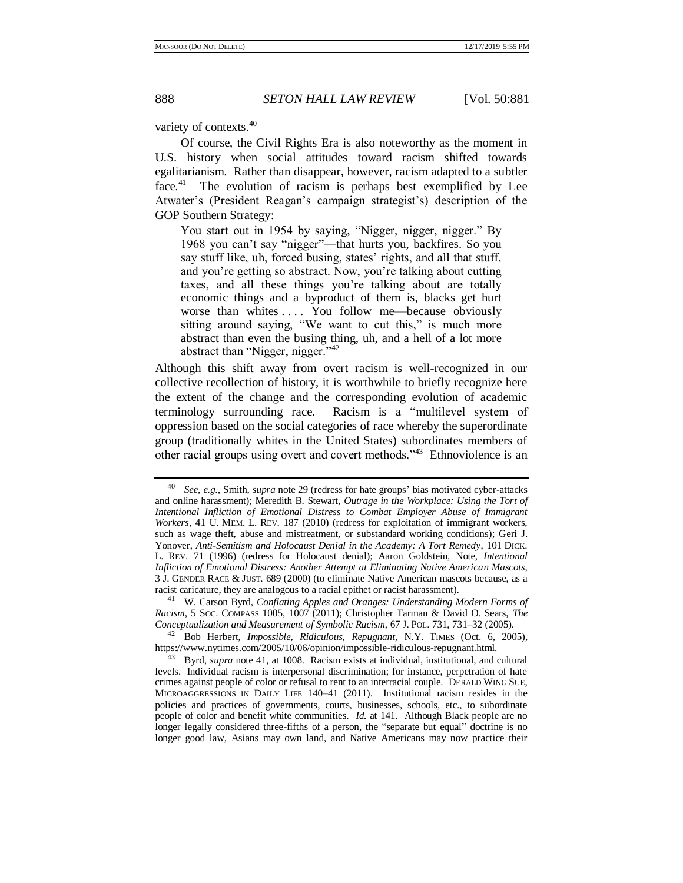variety of contexts.[40]

Of course, the Civil Rights Era is also noteworthy as the moment in U.S. history when social attitudes toward racism shifted towards egalitarianism. Rather than disappear, however, racism adapted to a subtler face.[41] The evolution of racism is perhaps best exemplified by Lee Atwater's (President Reagan's campaign strategist's) description of the GOP Southern Strategy:

> You start out in 1954 by saying, "Nigger, nigger, nigger." By 1968 you can't say "nigger"—that hurts you, backfires. So you say stuff like, uh, forced busing, states' rights, and all that stuff, and you're getting so abstract. Now, you're talking about cutting taxes, and all these things you're talking about are totally economic things and a byproduct of them is, blacks get hurt worse than whites . . . . You follow me—because obviously sitting around saying, "We want to cut this," is much more abstract than even the busing thing, uh, and a hell of a lot more abstract than "Nigger, nigger."[42]

Although this shift away from overt racism is well-recognized in our collective recollection of history, it is worthwhile to briefly recognize here the extent of the change and the corresponding evolution of academic terminology surrounding race. Racism is a "multilevel system of oppression based on the social categories of race whereby the superordinate group (traditionally whites in the United States) subordinates members of other racial groups using overt and covert methods."[43] Ethnoviolence is an

---

[40] *See, e.g.*, Smith, *supra* note 29 (redress for hate groups' bias motivated cyber-attacks and online harassment); Meredith B. Stewart, *Outrage in the Workplace: Using the Tort of Intentional Infliction of Emotional Distress to Combat Employer Abuse of Immigrant Workers*, 41 U. MEM. L. REV. 187 (2010) (redress for exploitation of immigrant workers, such as wage theft, abuse and mistreatment, or substandard working conditions); Geri J. Yonover, *Anti-Semitism and Holocaust Denial in the Academy: A Tort Remedy*, 101 DICK. L. REV. 71 (1996) (redress for Holocaust denial); Aaron Goldstein, Note, *Intentional Infliction of Emotional Distress: Another Attempt at Eliminating Native American Mascots*, 3 J. GENDER RACE & JUST. 689 (2000) (to eliminate Native American mascots because, as a racist caricature, they are analogous to a racial epithet or racist harassment).

[41] W. Carson Byrd, *Conflating Apples and Oranges: Understanding Modern Forms of Racism*, 5 SOC. COMPASS 1005, 1007 (2011); Christopher Tarman & David O. Sears, *The Conceptualization and Measurement of Symbolic Racism*, 67 J. POL. 731, 731–32 (2005).

[42] Bob Herbert, *Impossible, Ridiculous, Repugnant*, N.Y. TIMES (Oct. 6, 2005), https://www.nytimes.com/2005/10/06/opinion/impossible-ridiculous-repugnant.html.

[43] Byrd, *supra* note 41, at 1008. Racism exists at individual, institutional, and cultural levels. Individual racism is interpersonal discrimination; for instance, perpetration of hate crimes against people of color or refusal to rent to an interracial couple. DERALD WING SUE, MICROAGGRESSIONS IN DAILY LIFE 140–41 (2011). Institutional racism resides in the policies and practices of governments, courts, businesses, schools, etc., to subordinate people of color and benefit white communities. *Id.* at 141. Although Black people are no longer legally considered three-fifths of a person, the "separate but equal" doctrine is no longer good law, Asians may own land, and Native Americans may now practice their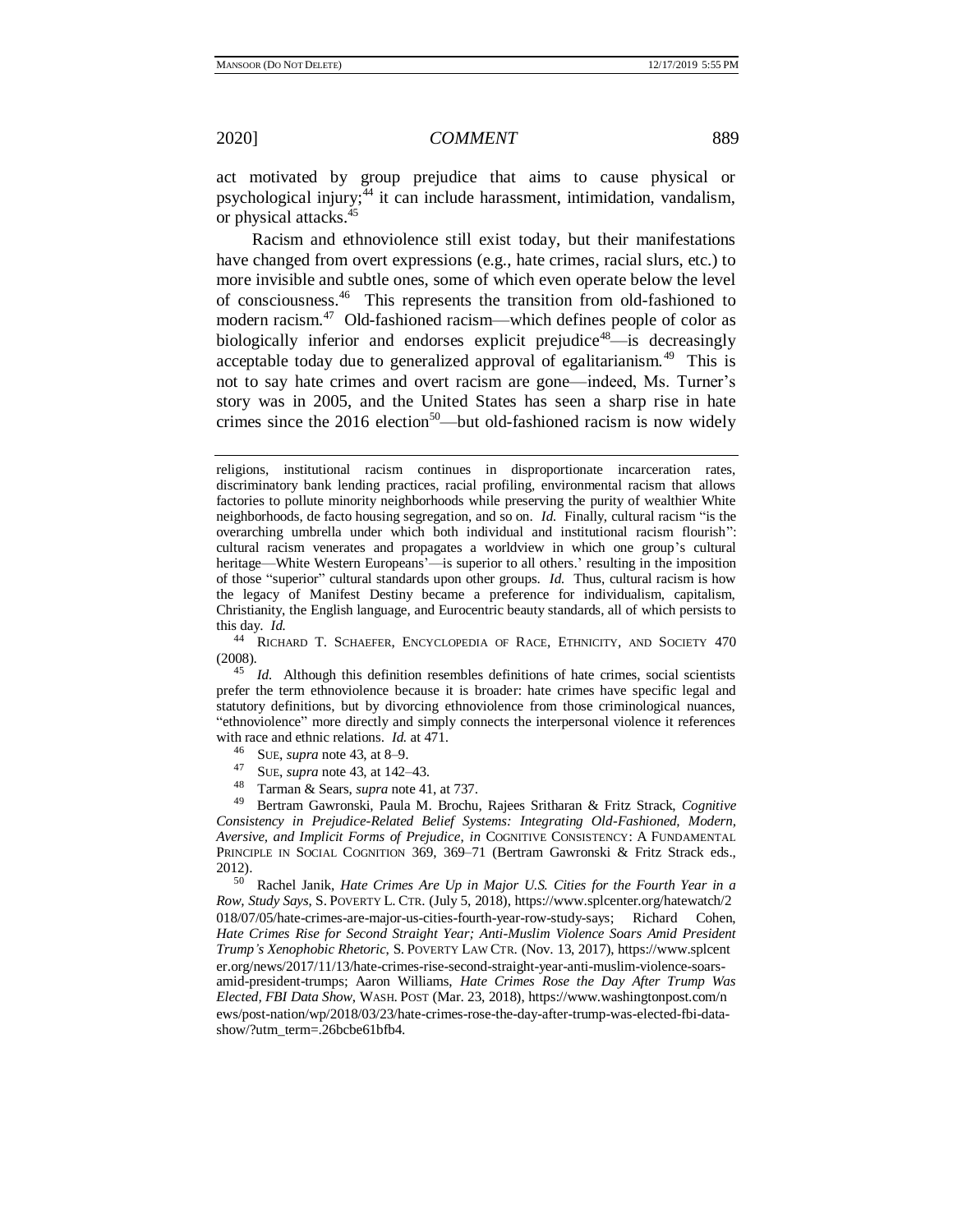act motivated by group prejudice that aims to cause physical or psychological injury;[44] it can include harassment, intimidation, vandalism, or physical attacks.[45]

Racism and ethnoviolence still exist today, but their manifestations have changed from overt expressions (e.g., hate crimes, racial slurs, etc.) to more invisible and subtle ones, some of which even operate below the level of consciousness.[46] This represents the transition from old-fashioned to modern racism.[47] Old-fashioned racism—which defines people of color as biologically inferior and endorses explicit prejudice[48]—is decreasingly acceptable today due to generalized approval of egalitarianism.[49] This is not to say hate crimes and overt racism are gone—indeed, Ms. Turner's story was in 2005, and the United States has seen a sharp rise in hate crimes since the 2016 election[50]—but old-fashioned racism is now widely

---

religions, institutional racism continues in disproportionate incarceration rates, discriminatory bank lending practices, racial profiling, environmental racism that allows factories to pollute minority neighborhoods while preserving the purity of wealthier White neighborhoods, de facto housing segregation, and so on. *Id.* Finally, cultural racism "is the overarching umbrella under which both individual and institutional racism flourish": cultural racism venerates and propagates a worldview in which one group's cultural heritage—White Western Europeans'—is superior to all others.' resulting in the imposition of those "superior" cultural standards upon other groups. *Id.* Thus, cultural racism is how the legacy of Manifest Destiny became a preference for individualism, capitalism, Christianity, the English language, and Eurocentric beauty standards, all of which persists to this day. *Id.*

[44] RICHARD T. SCHAEFER, ENCYCLOPEDIA OF RACE, ETHNICITY, AND SOCIETY 470 (2008).

[45] *Id.* Although this definition resembles definitions of hate crimes, social scientists prefer the term ethnoviolence because it is broader: hate crimes have specific legal and statutory definitions, but by divorcing ethnoviolence from those criminological nuances, "ethnoviolence" more directly and simply connects the interpersonal violence it references with race and ethnic relations. *Id.* at 471.

[46] SUE, *supra* note 43, at 8–9.

[47] SUE, *supra* note 43, at 142–43.

[48] Tarman & Sears, *supra* note 41, at 737.

[49] Bertram Gawronski, Paula M. Brochu, Rajees Sritharan & Fritz Strack, *Cognitive Consistency in Prejudice-Related Belief Systems: Integrating Old-Fashioned, Modern, Aversive, and Implicit Forms of Prejudice*, *in* COGNITIVE CONSISTENCY: A FUNDAMENTAL PRINCIPLE IN SOCIAL COGNITION 369, 369–71 (Bertram Gawronski & Fritz Strack eds., 2012).

[50] Rachel Janik, *Hate Crimes Are Up in Major U.S. Cities for the Fourth Year in a Row, Study Says*, S. POVERTY L. CTR. (July 5, 2018), https://www.splcenter.org/hatewatch/2018/07/05/hate-crimes-are-major-us-cities-fourth-year-row-study-says; Richard Cohen, *Hate Crimes Rise for Second Straight Year; Anti-Muslim Violence Soars Amid President Trump's Xenophobic Rhetoric*, S. POVERTY LAW CTR. (Nov. 13, 2017), https://www.splcenter.org/news/2017/11/13/hate-crimes-rise-second-straight-year-anti-muslim-violence-soars-amid-president-trumps; Aaron Williams, *Hate Crimes Rose the Day After Trump Was Elected, FBI Data Show*, WASH. POST (Mar. 23, 2018), https://www.washingtonpost.com/news/post-nation/wp/2018/03/23/hate-crimes-rose-the-day-after-trump-was-elected-fbi-data-show/?utm_term=.26bcbe61bfb4.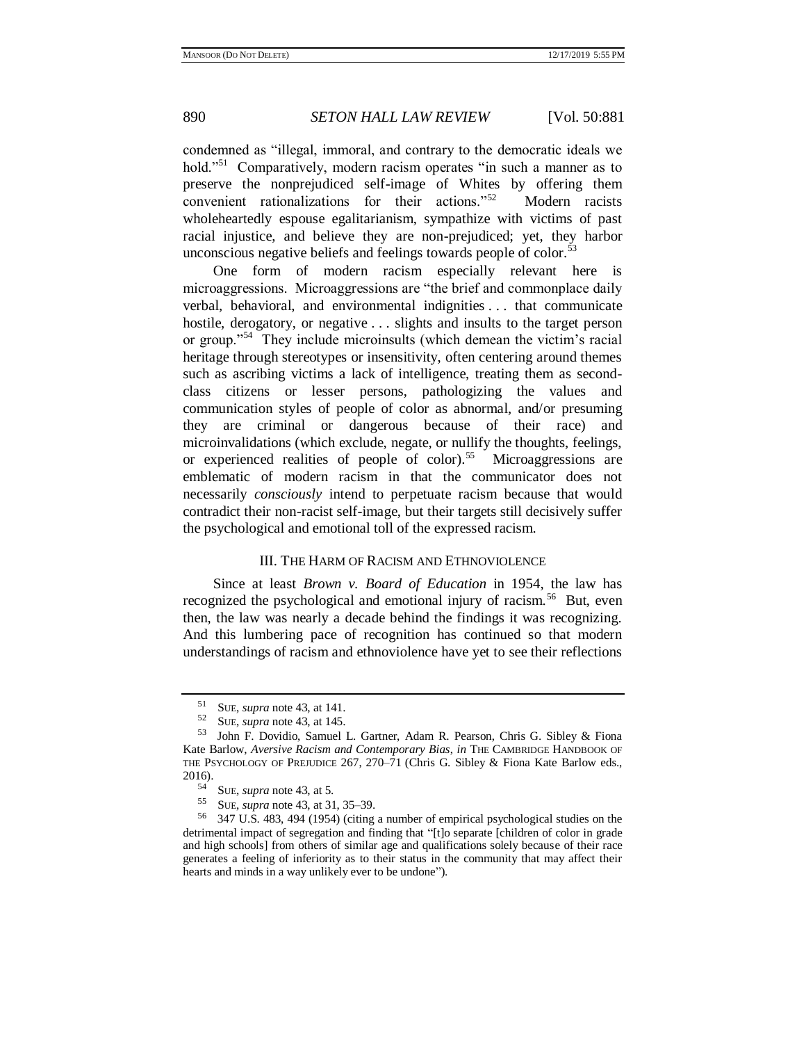condemned as "illegal, immoral, and contrary to the democratic ideals we hold."[51] Comparatively, modern racism operates "in such a manner as to preserve the nonprejudiced self-image of Whites by offering them convenient rationalizations for their actions."[52] Modern racists wholeheartedly espouse egalitarianism, sympathize with victims of past racial injustice, and believe they are non-prejudiced; yet, they harbor unconscious negative beliefs and feelings towards people of color.[53]

One form of modern racism especially relevant here is microaggressions. Microaggressions are "the brief and commonplace daily verbal, behavioral, and environmental indignities . . . that communicate hostile, derogatory, or negative . . . slights and insults to the target person or group."[54] They include microinsults (which demean the victim's racial heritage through stereotypes or insensitivity, often centering around themes such as ascribing victims a lack of intelligence, treating them as second-class citizens or lesser persons, pathologizing the values and communication styles of people of color as abnormal, and/or presuming they are criminal or dangerous because of their race) and microinvalidations (which exclude, negate, or nullify the thoughts, feelings, or experienced realities of people of color).[55] Microaggressions are emblematic of modern racism in that the communicator does not necessarily *consciously* intend to perpetuate racism because that would contradict their non-racist self-image, but their targets still decisively suffer the psychological and emotional toll of the expressed racism.

## III. The Harm of Racism and Ethnoviolence

Since at least *Brown v. Board of Education* in 1954, the law has recognized the psychological and emotional injury of racism.[56] But, even then, the law was nearly a decade behind the findings it was recognizing. And this lumbering pace of recognition has continued so that modern understandings of racism and ethnoviolence have yet to see their reflections

---

[51] SUE, *supra* note 43, at 141.

[52] SUE, *supra* note 43, at 145.

[53] John F. Dovidio, Samuel L. Gartner, Adam R. Pearson, Chris G. Sibley & Fiona Kate Barlow, *Aversive Racism and Contemporary Bias*, *in* THE CAMBRIDGE HANDBOOK OF THE PSYCHOLOGY OF PREJUDICE 267, 270–71 (Chris G. Sibley & Fiona Kate Barlow eds., 2016).

[54] SUE, *supra* note 43, at 5.

[55] SUE, *supra* note 43, at 31, 35–39.

[56] 347 U.S. 483, 494 (1954) (citing a number of empirical psychological studies on the detrimental impact of segregation and finding that "[t]o separate [children of color in grade and high schools] from others of similar age and qualifications solely because of their race generates a feeling of inferiority as to their status in the community that may affect their hearts and minds in a way unlikely ever to be undone").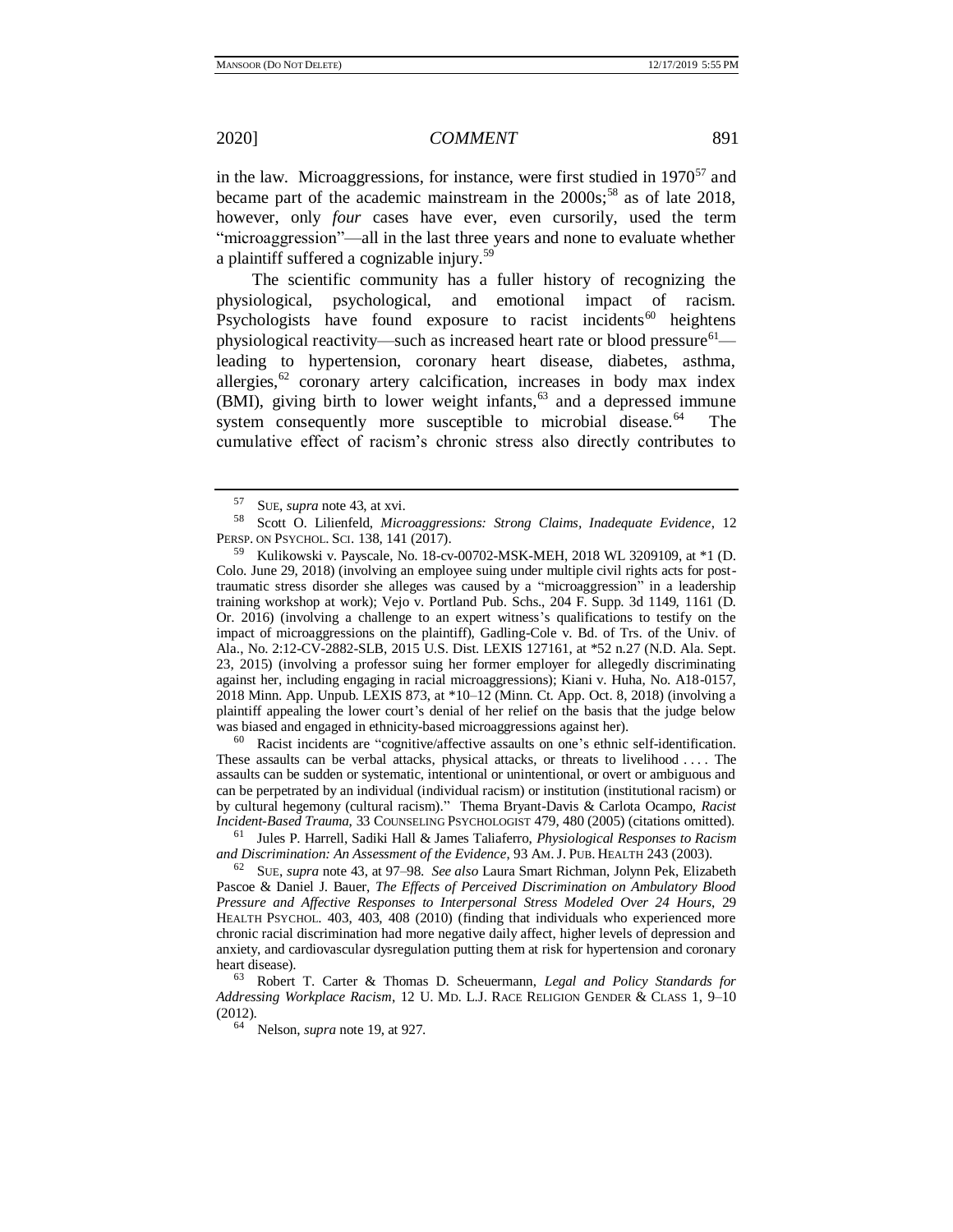in the law. Microaggressions, for instance, were first studied in 1970[57] and became part of the academic mainstream in the 2000s;[58] as of late 2018, however, only *four* cases have ever, even cursorily, used the term "microaggression"—all in the last three years and none to evaluate whether a plaintiff suffered a cognizable injury.[59]

The scientific community has a fuller history of recognizing the physiological, psychological, and emotional impact of racism. Psychologists have found exposure to racist incidents[60] heightens physiological reactivity—such as increased heart rate or blood pressure[61]—leading to hypertension, coronary heart disease, diabetes, asthma, allergies,[62] coronary artery calcification, increases in body max index (BMI), giving birth to lower weight infants,[63] and a depressed immune system consequently more susceptible to microbial disease.[64] The cumulative effect of racism's chronic stress also directly contributes to

---

[57] SUE, *supra* note 43, at xvi.

[58] Scott O. Lilienfeld, *Microaggressions: Strong Claims, Inadequate Evidence*, 12 PERSP. ON PSYCHOL. SCI. 138, 141 (2017).

[59] Kulikowski v. Payscale, No. 18-cv-00702-MSK-MEH, 2018 WL 3209109, at *1 (D. Colo. June 29, 2018) (involving an employee suing under multiple civil rights acts for post-traumatic stress disorder she alleges was caused by a "microaggression" in a leadership training workshop at work); Vejo v. Portland Pub. Schs., 204 F. Supp. 3d 1149, 1161 (D. Or. 2016) (involving a challenge to an expert witness's qualifications to testify on the impact of microaggressions on the plaintiff), Gadling-Cole v. Bd. of Trs. of the Univ. of Ala., No. 2:12-CV-2882-SLB, 2015 U.S. Dist. LEXIS 127161, at *52 n.27 (N.D. Ala. Sept. 23, 2015) (involving a professor suing her former employer for allegedly discriminating against her, including engaging in racial microaggressions); Kiani v. Huha, No. A18-0157, 2018 Minn. App. Unpub. LEXIS 873, at *10–12 (Minn. Ct. App. Oct. 8, 2018) (involving a plaintiff appealing the lower court's denial of her relief on the basis that the judge below was biased and engaged in ethnicity-based microaggressions against her).

[60] Racist incidents are "cognitive/affective assaults on one's ethnic self-identification. These assaults can be verbal attacks, physical attacks, or threats to livelihood . . . . The assaults can be sudden or systematic, intentional or unintentional, or overt or ambiguous and can be perpetrated by an individual (individual racism) or institution (institutional racism) or by cultural hegemony (cultural racism)." Thema Bryant-Davis & Carlota Ocampo, *Racist Incident-Based Trauma*, 33 COUNSELING PSYCHOLOGIST 479, 480 (2005) (citations omitted).

[61] Jules P. Harrell, Sadiki Hall & James Taliaferro, *Physiological Responses to Racism and Discrimination: An Assessment of the Evidence*, 93 AM. J. PUB. HEALTH 243 (2003).

[62] SUE, *supra* note 43, at 97–98. *See also* Laura Smart Richman, Jolynn Pek, Elizabeth Pascoe & Daniel J. Bauer, *The Effects of Perceived Discrimination on Ambulatory Blood Pressure and Affective Responses to Interpersonal Stress Modeled Over 24 Hours*, 29 HEALTH PSYCHOL. 403, 403, 408 (2010) (finding that individuals who experienced more chronic racial discrimination had more negative daily affect, higher levels of depression and anxiety, and cardiovascular dysregulation putting them at risk for hypertension and coronary heart disease).

[63] Robert T. Carter & Thomas D. Scheuermann, *Legal and Policy Standards for Addressing Workplace Racism*, 12 U. MD. L.J. RACE RELIGION GENDER & CLASS 1, 9–10 (2012).

[64] Nelson, *supra* note 19, at 927.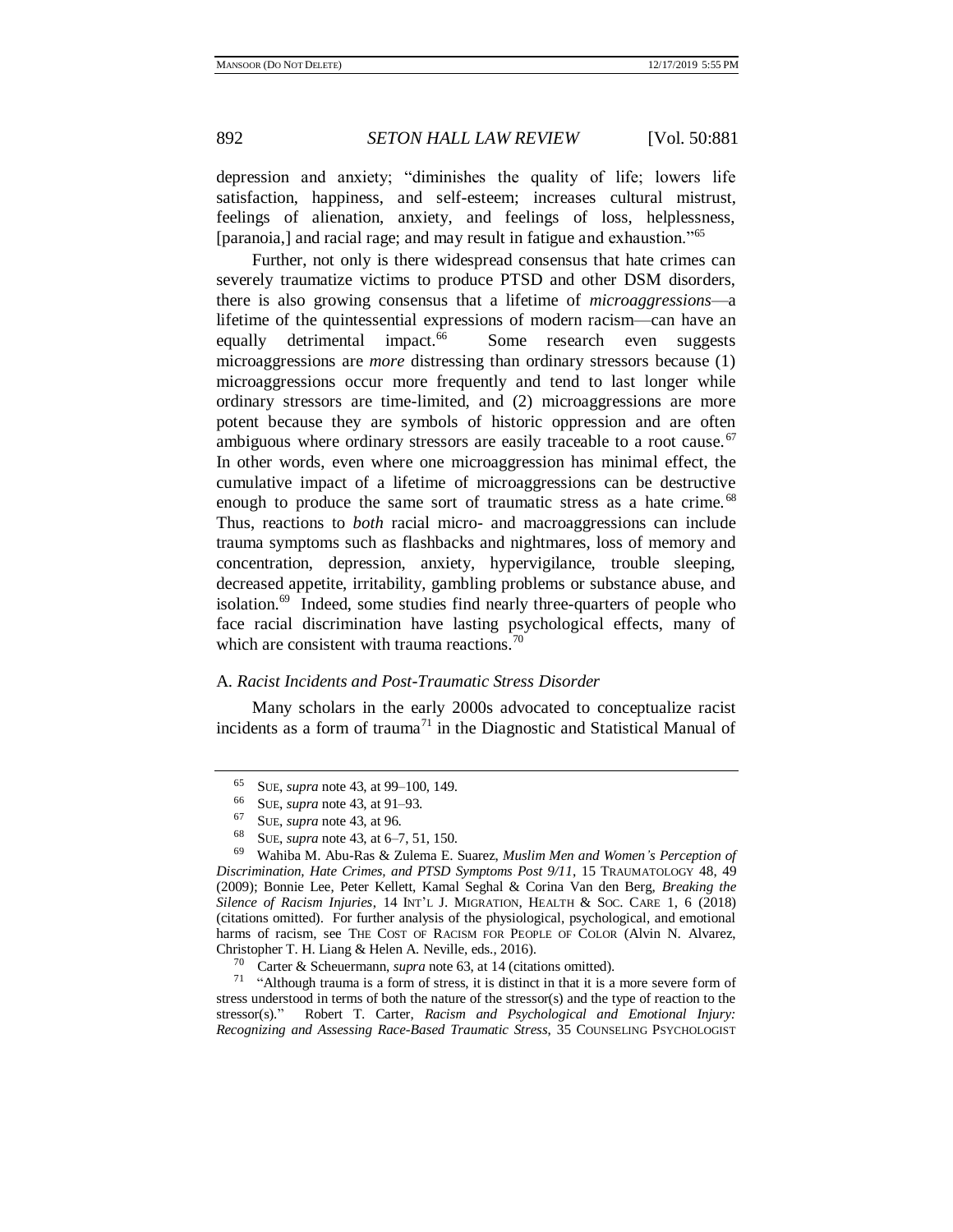depression and anxiety; "diminishes the quality of life; lowers life satisfaction, happiness, and self-esteem; increases cultural mistrust, feelings of alienation, anxiety, and feelings of loss, helplessness, [paranoia,] and racial rage; and may result in fatigue and exhaustion."[65]

Further, not only is there widespread consensus that hate crimes can severely traumatize victims to produce PTSD and other DSM disorders, there is also growing consensus that a lifetime of *microaggressions*—a lifetime of the quintessential expressions of modern racism—can have an equally detrimental impact.[66] Some research even suggests microaggressions are *more* distressing than ordinary stressors because (1) microaggressions occur more frequently and tend to last longer while ordinary stressors are time-limited, and (2) microaggressions are more potent because they are symbols of historic oppression and are often ambiguous where ordinary stressors are easily traceable to a root cause.[67] In other words, even where one microaggression has minimal effect, the cumulative impact of a lifetime of microaggressions can be destructive enough to produce the same sort of traumatic stress as a hate crime.[68] Thus, reactions to *both* racial micro- and macroaggressions can include trauma symptoms such as flashbacks and nightmares, loss of memory and concentration, depression, anxiety, hypervigilance, trouble sleeping, decreased appetite, irritability, gambling problems or substance abuse, and isolation.[69] Indeed, some studies find nearly three-quarters of people who face racial discrimination have lasting psychological effects, many of which are consistent with trauma reactions.[70]

### A. *Racist Incidents and Post-Traumatic Stress Disorder*

Many scholars in the early 2000s advocated to conceptualize racist incidents as a form of trauma[71] in the Diagnostic and Statistical Manual of

---

[65] SUE, *supra* note 43, at 99–100, 149.

[66] SUE, *supra* note 43, at 91–93.

[67] SUE, *supra* note 43, at 96.

[68] SUE, *supra* note 43, at 6–7, 51, 150.

[69] Wahiba M. Abu-Ras & Zulema E. Suarez, *Muslim Men and Women's Perception of Discrimination, Hate Crimes, and PTSD Symptoms Post 9/11*, 15 TRAUMATOLOGY 48, 49 (2009); Bonnie Lee, Peter Kellett, Kamal Seghal & Corina Van den Berg, *Breaking the Silence of Racism Injuries*, 14 INT'L J. MIGRATION, HEALTH & SOC. CARE 1, 6 (2018) (citations omitted). For further analysis of the physiological, psychological, and emotional harms of racism, see THE COST OF RACISM FOR PEOPLE OF COLOR (Alvin N. Alvarez, Christopher T. H. Liang & Helen A. Neville, eds., 2016).

[70] Carter & Scheuermann, *supra* note 63, at 14 (citations omitted).

[71] "Although trauma is a form of stress, it is distinct in that it is a more severe form of stress understood in terms of both the nature of the stressor(s) and the type of reaction to the stressor(s)." Robert T. Carter, *Racism and Psychological and Emotional Injury: Recognizing and Assessing Race-Based Traumatic Stress*, 35 COUNSELING PSYCHOLOGIST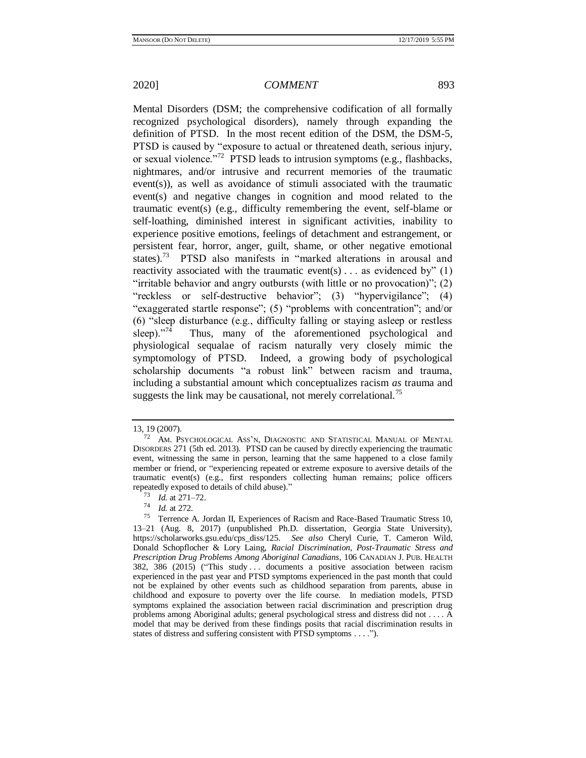Mental Disorders (DSM; the comprehensive codification of all formally recognized psychological disorders), namely through expanding the definition of PTSD. In the most recent edition of the DSM, the DSM-5, PTSD is caused by "exposure to actual or threatened death, serious injury, or sexual violence."[72] PTSD leads to intrusion symptoms (e.g., flashbacks, nightmares, and/or intrusive and recurrent memories of the traumatic event(s)), as well as avoidance of stimuli associated with the traumatic event(s) and negative changes in cognition and mood related to the traumatic event(s) (e.g., difficulty remembering the event, self-blame or self-loathing, diminished interest in significant activities, inability to experience positive emotions, feelings of detachment and estrangement, or persistent fear, horror, anger, guilt, shame, or other negative emotional states).[73] PTSD also manifests in "marked alterations in arousal and reactivity associated with the traumatic event(s) . . . as evidenced by" (1) "irritable behavior and angry outbursts (with little or no provocation)"; (2) "reckless or self-destructive behavior"; (3) "hypervigilance"; (4) "exaggerated startle response"; (5) "problems with concentration"; and/or (6) "sleep disturbance (e.g., difficulty falling or staying asleep or restless sleep)."[74] Thus, many of the aforementioned psychological and physiological sequalae of racism naturally very closely mimic the symptomology of PTSD. Indeed, a growing body of psychological scholarship documents "a robust link" between racism and trauma, including a substantial amount which conceptualizes racism *as* trauma and suggests the link may be causational, not merely correlational.[75]

---

13, 19 (2007).

[72] AM. PSYCHOLOGICAL ASS'N, DIAGNOSTIC AND STATISTICAL MANUAL OF MENTAL DISORDERS 271 (5th ed. 2013). PTSD can be caused by directly experiencing the traumatic event, witnessing the same in person, learning that the same happened to a close family member or friend, or "experiencing repeated or extreme exposure to aversive details of the traumatic event(s) (e.g., first responders collecting human remains; police officers repeatedly exposed to details of child abuse)."

[73] *Id.* at 271–72.

[74] *Id.* at 272.

[75] Terrence A. Jordan II, Experiences of Racism and Race-Based Traumatic Stress 10, 13–21 (Aug. 8, 2017) (unpublished Ph.D. dissertation, Georgia State University), https://scholarworks.gsu.edu/cps_diss/125. *See also* Cheryl Curie, T. Cameron Wild, Donald Schopflocher & Lory Laing, *Racial Discrimination, Post-Traumatic Stress and Prescription Drug Problems Among Aboriginal Canadians*, 106 CANADIAN J. PUB. HEALTH 382, 386 (2015) ("This study . . . documents a positive association between racism experienced in the past year and PTSD symptoms experienced in the past month that could not be explained by other events such as childhood separation from parents, abuse in childhood and exposure to poverty over the life course. In mediation models, PTSD symptoms explained the association between racial discrimination and prescription drug problems among Aboriginal adults; general psychological stress and distress did not . . . . A model that may be derived from these findings posits that racial discrimination results in states of distress and suffering consistent with PTSD symptoms . . . .").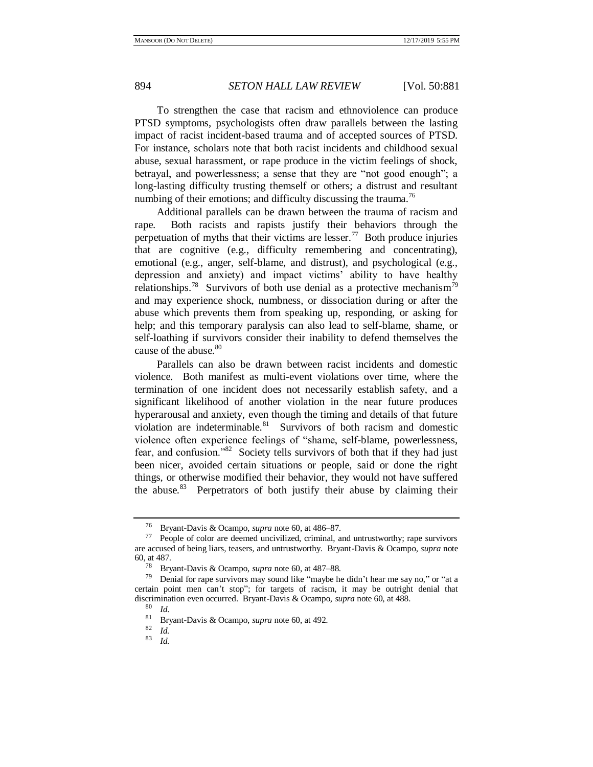To strengthen the case that racism and ethnoviolence can produce PTSD symptoms, psychologists often draw parallels between the lasting impact of racist incident-based trauma and of accepted sources of PTSD. For instance, scholars note that both racist incidents and childhood sexual abuse, sexual harassment, or rape produce in the victim feelings of shock, betrayal, and powerlessness; a sense that they are "not good enough"; a long-lasting difficulty trusting themself or others; a distrust and resultant numbing of their emotions; and difficulty discussing the trauma.[76]

Additional parallels can be drawn between the trauma of racism and rape. Both racists and rapists justify their behaviors through the perpetuation of myths that their victims are lesser.[77] Both produce injuries that are cognitive (e.g., difficulty remembering and concentrating), emotional (e.g., anger, self-blame, and distrust), and psychological (e.g., depression and anxiety) and impact victims' ability to have healthy relationships.[78] Survivors of both use denial as a protective mechanism[79] and may experience shock, numbness, or dissociation during or after the abuse which prevents them from speaking up, responding, or asking for help; and this temporary paralysis can also lead to self-blame, shame, or self-loathing if survivors consider their inability to defend themselves the cause of the abuse.[80]

Parallels can also be drawn between racist incidents and domestic violence. Both manifest as multi-event violations over time, where the termination of one incident does not necessarily establish safety, and a significant likelihood of another violation in the near future produces hyperarousal and anxiety, even though the timing and details of that future violation are indeterminable.[81] Survivors of both racism and domestic violence often experience feelings of "shame, self-blame, powerlessness, fear, and confusion."[82] Society tells survivors of both that if they had just been nicer, avoided certain situations or people, said or done the right things, or otherwise modified their behavior, they would not have suffered the abuse.[83] Perpetrators of both justify their abuse by claiming their

---

[76] Bryant-Davis & Ocampo, *supra* note 60, at 486–87.

[77] People of color are deemed uncivilized, criminal, and untrustworthy; rape survivors are accused of being liars, teasers, and untrustworthy. Bryant-Davis & Ocampo, *supra* note 60, at 487.

[78] Bryant-Davis & Ocampo, *supra* note 60, at 487–88.

[79] Denial for rape survivors may sound like "maybe he didn't hear me say no," or "at a certain point men can't stop"; for targets of racism, it may be outright denial that discrimination even occurred. Bryant-Davis & Ocampo, *supra* note 60, at 488.

[80] *Id.*

[81] Bryant-Davis & Ocampo, *supra* note 60, at 492.

[82] *Id.*

[83] *Id.*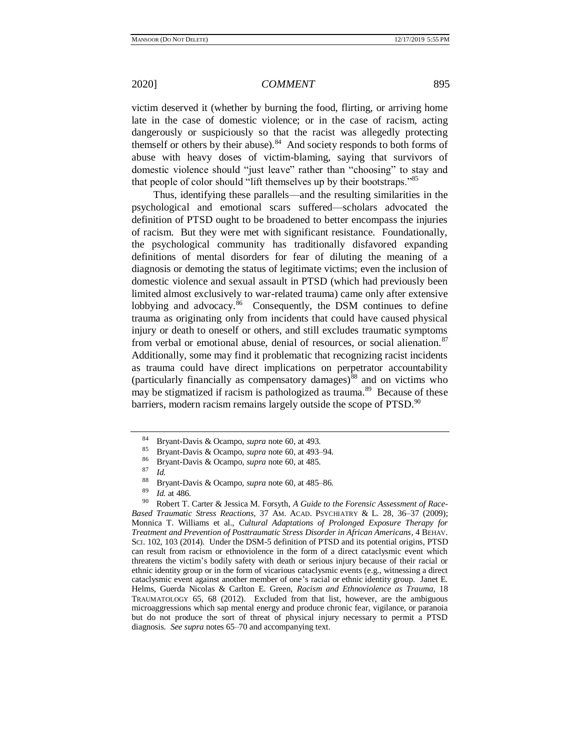victim deserved it (whether by burning the food, flirting, or arriving home late in the case of domestic violence; or in the case of racism, acting dangerously or suspiciously so that the racist was allegedly protecting themself or others by their abuse).[84] And society responds to both forms of abuse with heavy doses of victim-blaming, saying that survivors of domestic violence should "just leave" rather than "choosing" to stay and that people of color should "lift themselves up by their bootstraps."[85]

Thus, identifying these parallels—and the resulting similarities in the psychological and emotional scars suffered—scholars advocated the definition of PTSD ought to be broadened to better encompass the injuries of racism. But they were met with significant resistance. Foundationally, the psychological community has traditionally disfavored expanding definitions of mental disorders for fear of diluting the meaning of a diagnosis or demoting the status of legitimate victims; even the inclusion of domestic violence and sexual assault in PTSD (which had previously been limited almost exclusively to war-related trauma) came only after extensive lobbying and advocacy.[86] Consequently, the DSM continues to define trauma as originating only from incidents that could have caused physical injury or death to oneself or others, and still excludes traumatic symptoms from verbal or emotional abuse, denial of resources, or social alienation.[87] Additionally, some may find it problematic that recognizing racist incidents as trauma could have direct implications on perpetrator accountability (particularly financially as compensatory damages)[88] and on victims who may be stigmatized if racism is pathologized as trauma.[89] Because of these barriers, modern racism remains largely outside the scope of PTSD.[90]

---

[84] Bryant-Davis & Ocampo, *supra* note 60, at 493.

[85] Bryant-Davis & Ocampo, *supra* note 60, at 493–94.

[86] Bryant-Davis & Ocampo, *supra* note 60, at 485.

[87] *Id.*

[88] Bryant-Davis & Ocampo, *supra* note 60, at 485–86.

[89] *Id.* at 486.

[90] Robert T. Carter & Jessica M. Forsyth, *A Guide to the Forensic Assessment of Race-Based Traumatic Stress Reactions*, 37 AM. ACAD. PSYCHIATRY & L. 28, 36–37 (2009); Monnica T. Williams et al., *Cultural Adaptations of Prolonged Exposure Therapy for Treatment and Prevention of Posttraumatic Stress Disorder in African Americans*, 4 BEHAV. SCI. 102, 103 (2014). Under the DSM-5 definition of PTSD and its potential origins, PTSD can result from racism or ethnoviolence in the form of a direct cataclysmic event which threatens the victim's bodily safety with death or serious injury because of their racial or ethnic identity group or in the form of vicarious cataclysmic events (e.g., witnessing a direct cataclysmic event against another member of one's racial or ethnic identity group. Janet E. Helms, Guerda Nicolas & Carlton E. Green, *Racism and Ethnoviolence as Trauma*, 18 TRAUMATOLOGY 65, 68 (2012). Excluded from that list, however, are the ambiguous microaggressions which sap mental energy and produce chronic fear, vigilance, or paranoia but do not produce the sort of threat of physical injury necessary to permit a PTSD diagnosis. *See supra* notes 65–70 and accompanying text.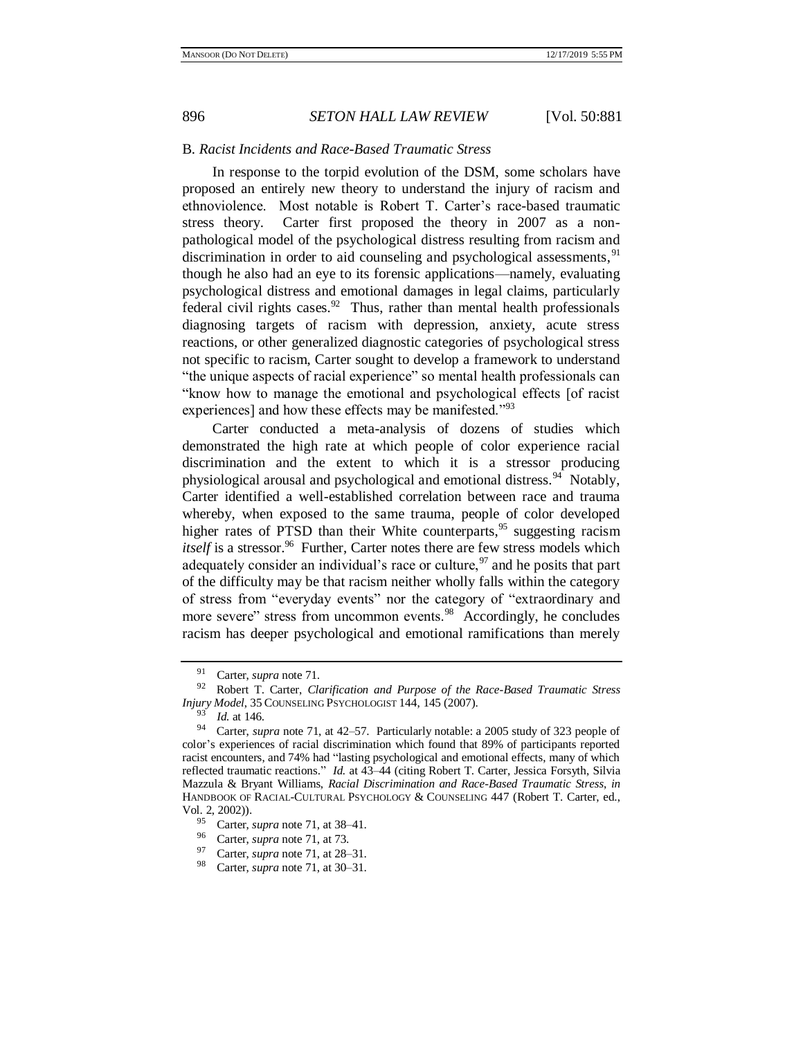### B. *Racist Incidents and Race-Based Traumatic Stress*

In response to the torpid evolution of the DSM, some scholars have proposed an entirely new theory to understand the injury of racism and ethnoviolence. Most notable is Robert T. Carter's race-based traumatic stress theory. Carter first proposed the theory in 2007 as a non-pathological model of the psychological distress resulting from racism and discrimination in order to aid counseling and psychological assessments,[91] though he also had an eye to its forensic applications—namely, evaluating psychological distress and emotional damages in legal claims, particularly federal civil rights cases.[92] Thus, rather than mental health professionals diagnosing targets of racism with depression, anxiety, acute stress reactions, or other generalized diagnostic categories of psychological stress not specific to racism, Carter sought to develop a framework to understand "the unique aspects of racial experience" so mental health professionals can "know how to manage the emotional and psychological effects [of racist experiences] and how these effects may be manifested."[93]

Carter conducted a meta-analysis of dozens of studies which demonstrated the high rate at which people of color experience racial discrimination and the extent to which it is a stressor producing physiological arousal and psychological and emotional distress.[94] Notably, Carter identified a well-established correlation between race and trauma whereby, when exposed to the same trauma, people of color developed higher rates of PTSD than their White counterparts,[95] suggesting racism *itself* is a stressor.[96] Further, Carter notes there are few stress models which adequately consider an individual's race or culture,[97] and he posits that part of the difficulty may be that racism neither wholly falls within the category of stress from "everyday events" nor the category of "extraordinary and more severe" stress from uncommon events.[98] Accordingly, he concludes racism has deeper psychological and emotional ramifications than merely

---

[91] Carter, *supra* note 71.

[92] Robert T. Carter, *Clarification and Purpose of the Race-Based Traumatic Stress Injury Model*, 35 COUNSELING PSYCHOLOGIST 144, 145 (2007).

[93] *Id.* at 146.

[94] Carter, *supra* note 71, at 42–57. Particularly notable: a 2005 study of 323 people of color's experiences of racial discrimination which found that 89% of participants reported racist encounters, and 74% had "lasting psychological and emotional effects, many of which reflected traumatic reactions." *Id.* at 43–44 (citing Robert T. Carter, Jessica Forsyth, Silvia Mazzula & Bryant Williams, *Racial Discrimination and Race-Based Traumatic Stress*, *in* HANDBOOK OF RACIAL-CULTURAL PSYCHOLOGY & COUNSELING 447 (Robert T. Carter, ed., Vol. 2, 2002)).

[95] Carter, *supra* note 71, at 38–41.

[96] Carter, *supra* note 71, at 73.

[97] Carter, *supra* note 71, at 28–31.

[98] Carter, *supra* note 71, at 30–31.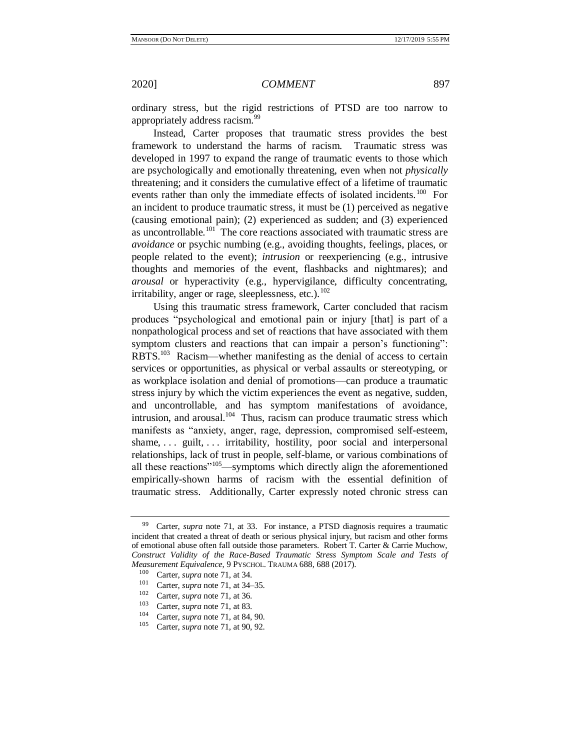ordinary stress, but the rigid restrictions of PTSD are too narrow to appropriately address racism.[99]

Instead, Carter proposes that traumatic stress provides the best framework to understand the harms of racism. Traumatic stress was developed in 1997 to expand the range of traumatic events to those which are psychologically and emotionally threatening, even when not *physically* threatening; and it considers the cumulative effect of a lifetime of traumatic events rather than only the immediate effects of isolated incidents.[100] For an incident to produce traumatic stress, it must be (1) perceived as negative (causing emotional pain); (2) experienced as sudden; and (3) experienced as uncontrollable.[101] The core reactions associated with traumatic stress are *avoidance* or psychic numbing (e.g., avoiding thoughts, feelings, places, or people related to the event); *intrusion* or reexperiencing (e.g., intrusive thoughts and memories of the event, flashbacks and nightmares); and *arousal* or hyperactivity (e.g., hypervigilance, difficulty concentrating, irritability, anger or rage, sleeplessness, etc.).[102]

Using this traumatic stress framework, Carter concluded that racism produces "psychological and emotional pain or injury [that] is part of a nonpathological process and set of reactions that have associated with them symptom clusters and reactions that can impair a person's functioning": RBTS.[103] Racism—whether manifesting as the denial of access to certain services or opportunities, as physical or verbal assaults or stereotyping, or as workplace isolation and denial of promotions—can produce a traumatic stress injury by which the victim experiences the event as negative, sudden, and uncontrollable, and has symptom manifestations of avoidance, intrusion, and arousal.[104] Thus, racism can produce traumatic stress which manifests as "anxiety, anger, rage, depression, compromised self-esteem, shame, . . . guilt, . . . irritability, hostility, poor social and interpersonal relationships, lack of trust in people, self-blame, or various combinations of all these reactions"[105]—symptoms which directly align the aforementioned empirically-shown harms of racism with the essential definition of traumatic stress. Additionally, Carter expressly noted chronic stress can

---

[99] Carter, *supra* note 71, at 33. For instance, a PTSD diagnosis requires a traumatic incident that created a threat of death or serious physical injury, but racism and other forms of emotional abuse often fall outside those parameters. Robert T. Carter & Carrie Muchow, *Construct Validity of the Race-Based Traumatic Stress Symptom Scale and Tests of Measurement Equivalence*, 9 PYSCHOL. TRAUMA 688, 688 (2017).

[100] Carter, *supra* note 71, at 34.

[101] Carter, *supra* note 71, at 34–35.

[102] Carter, *supra* note 71, at 36.

[103] Carter, *supra* note 71, at 83.

[104] Carter, *supra* note 71, at 84, 90.

[105] Carter, *supra* note 71, at 90, 92.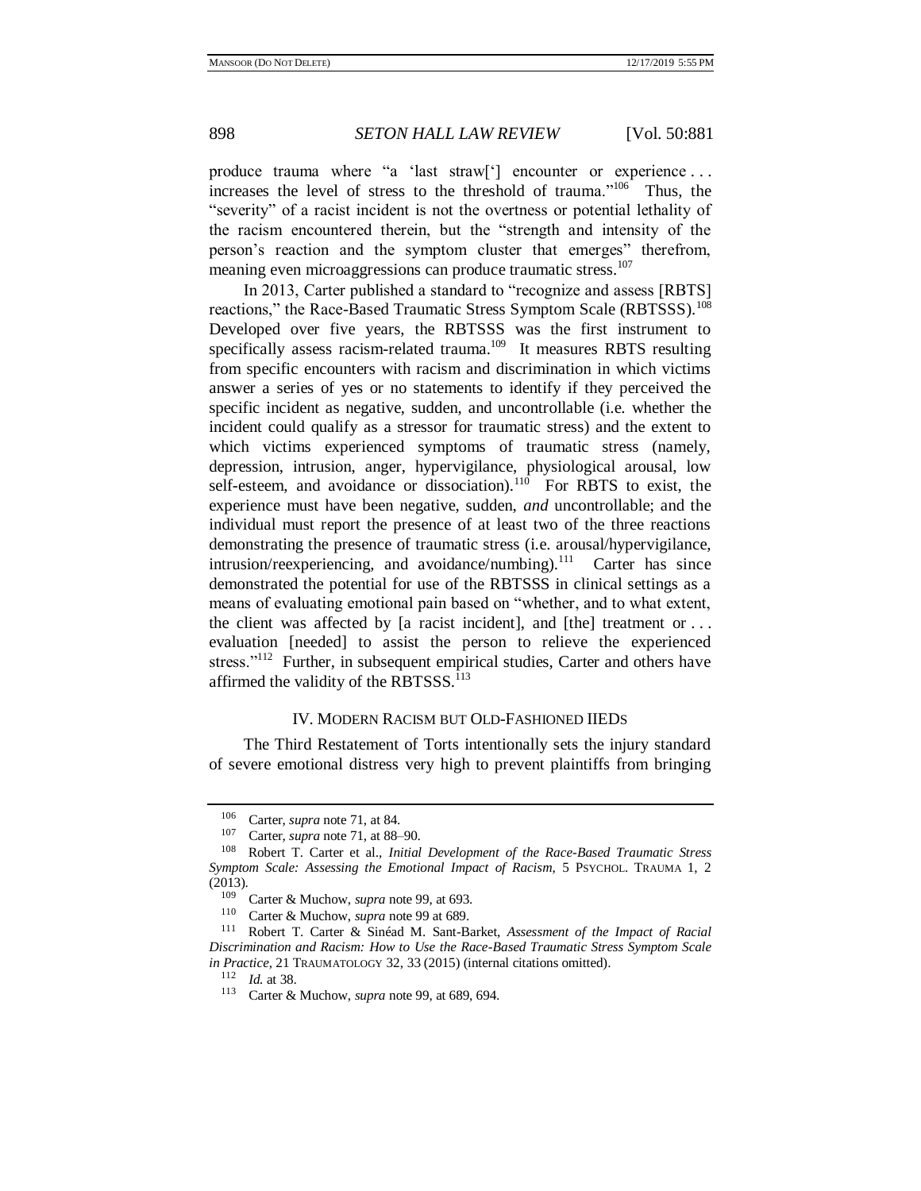produce trauma where "a 'last straw['] encounter or experience . . . increases the level of stress to the threshold of trauma."[106] Thus, the "severity" of a racist incident is not the overtness or potential lethality of the racism encountered therein, but the "strength and intensity of the person's reaction and the symptom cluster that emerges" therefrom, meaning even microaggressions can produce traumatic stress.[107]

In 2013, Carter published a standard to "recognize and assess [RBTS] reactions," the Race-Based Traumatic Stress Symptom Scale (RBTSSS).[108] Developed over five years, the RBTSSS was the first instrument to specifically assess racism-related trauma.[109] It measures RBTS resulting from specific encounters with racism and discrimination in which victims answer a series of yes or no statements to identify if they perceived the specific incident as negative, sudden, and uncontrollable (i.e. whether the incident could qualify as a stressor for traumatic stress) and the extent to which victims experienced symptoms of traumatic stress (namely, depression, intrusion, anger, hypervigilance, physiological arousal, low self-esteem, and avoidance or dissociation).[110] For RBTS to exist, the experience must have been negative, sudden, *and* uncontrollable; and the individual must report the presence of at least two of the three reactions demonstrating the presence of traumatic stress (i.e. arousal/hypervigilance, intrusion/reexperiencing, and avoidance/numbing).[111] Carter has since demonstrated the potential for use of the RBTSSS in clinical settings as a means of evaluating emotional pain based on "whether, and to what extent, the client was affected by [a racist incident], and [the] treatment or . . . evaluation [needed] to assist the person to relieve the experienced stress."[112] Further, in subsequent empirical studies, Carter and others have affirmed the validity of the RBTSSS.[113]

## IV. MODERN RACISM BUT OLD-FASHIONED IIEDS

The Third Restatement of Torts intentionally sets the injury standard of severe emotional distress very high to prevent plaintiffs from bringing

---

[106] Carter, *supra* note 71, at 84.

[107] Carter, *supra* note 71, at 88–90.

[108] Robert T. Carter et al., *Initial Development of the Race-Based Traumatic Stress Symptom Scale: Assessing the Emotional Impact of Racism*, 5 PSYCHOL. TRAUMA 1, 2 (2013).

[109] Carter & Muchow, *supra* note 99, at 693.

[110] Carter & Muchow, *supra* note 99 at 689.

[111] Robert T. Carter & Sinéad M. Sant-Barket, *Assessment of the Impact of Racial Discrimination and Racism: How to Use the Race-Based Traumatic Stress Symptom Scale in Practice*, 21 TRAUMATOLOGY 32, 33 (2015) (internal citations omitted).

[112] *Id.* at 38.

[113] Carter & Muchow, *supra* note 99, at 689, 694.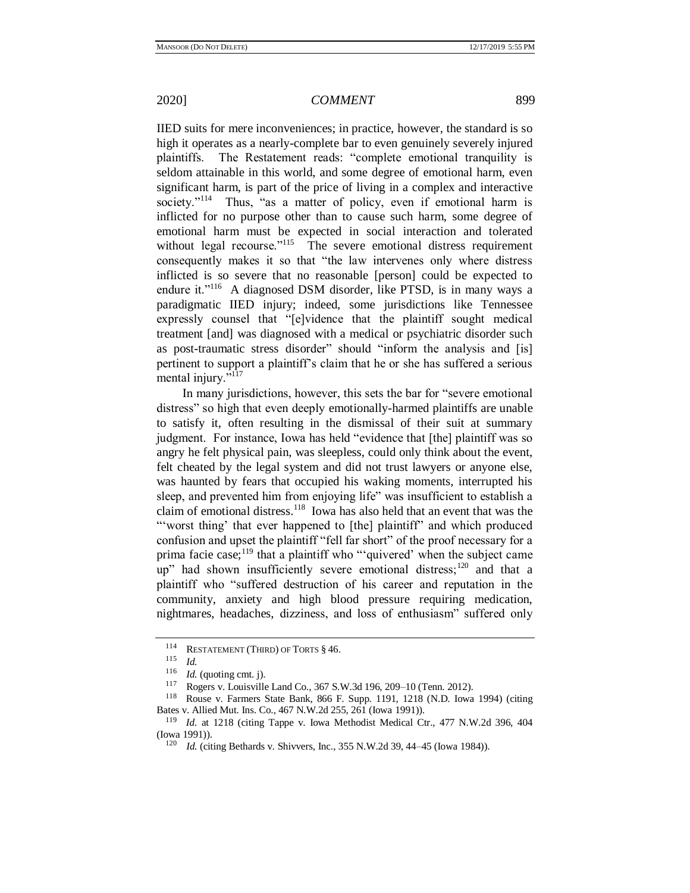IIED suits for mere inconveniences; in practice, however, the standard is so high it operates as a nearly-complete bar to even genuinely severely injured plaintiffs. The Restatement reads: "complete emotional tranquility is seldom attainable in this world, and some degree of emotional harm, even significant harm, is part of the price of living in a complex and interactive society."[114] Thus, "as a matter of policy, even if emotional harm is inflicted for no purpose other than to cause such harm, some degree of emotional harm must be expected in social interaction and tolerated without legal recourse."[115] The severe emotional distress requirement consequently makes it so that "the law intervenes only where distress inflicted is so severe that no reasonable [person] could be expected to endure it."[116] A diagnosed DSM disorder, like PTSD, is in many ways a paradigmatic IIED injury; indeed, some jurisdictions like Tennessee expressly counsel that "[e]vidence that the plaintiff sought medical treatment [and] was diagnosed with a medical or psychiatric disorder such as post-traumatic stress disorder" should "inform the analysis and [is] pertinent to support a plaintiff's claim that he or she has suffered a serious mental injury."[117]

In many jurisdictions, however, this sets the bar for "severe emotional distress" so high that even deeply emotionally-harmed plaintiffs are unable to satisfy it, often resulting in the dismissal of their suit at summary judgment. For instance, Iowa has held "evidence that [the] plaintiff was so angry he felt physical pain, was sleepless, could only think about the event, felt cheated by the legal system and did not trust lawyers or anyone else, was haunted by fears that occupied his waking moments, interrupted his sleep, and prevented him from enjoying life" was insufficient to establish a claim of emotional distress.[118] Iowa has also held that an event that was the "'worst thing' that ever happened to [the] plaintiff" and which produced confusion and upset the plaintiff "fell far short" of the proof necessary for a prima facie case;[119] that a plaintiff who "'quivered' when the subject came up" had shown insufficiently severe emotional distress;[120] and that a plaintiff who "suffered destruction of his career and reputation in the community, anxiety and high blood pressure requiring medication, nightmares, headaches, dizziness, and loss of enthusiasm" suffered only

---

[114] RESTATEMENT (THIRD) OF TORTS § 46.

[115] *Id.*

[116] *Id.* (quoting cmt. j).

[117] Rogers v. Louisville Land Co., 367 S.W.3d 196, 209–10 (Tenn. 2012).

[118] Rouse v. Farmers State Bank, 866 F. Supp. 1191, 1218 (N.D. Iowa 1994) (citing Bates v. Allied Mut. Ins. Co., 467 N.W.2d 255, 261 (Iowa 1991)).

[119] *Id.* at 1218 (citing Tappe v. Iowa Methodist Medical Ctr., 477 N.W.2d 396, 404 (Iowa 1991)).

[120] *Id.* (citing Bethards v. Shivvers, Inc., 355 N.W.2d 39, 44–45 (Iowa 1984)).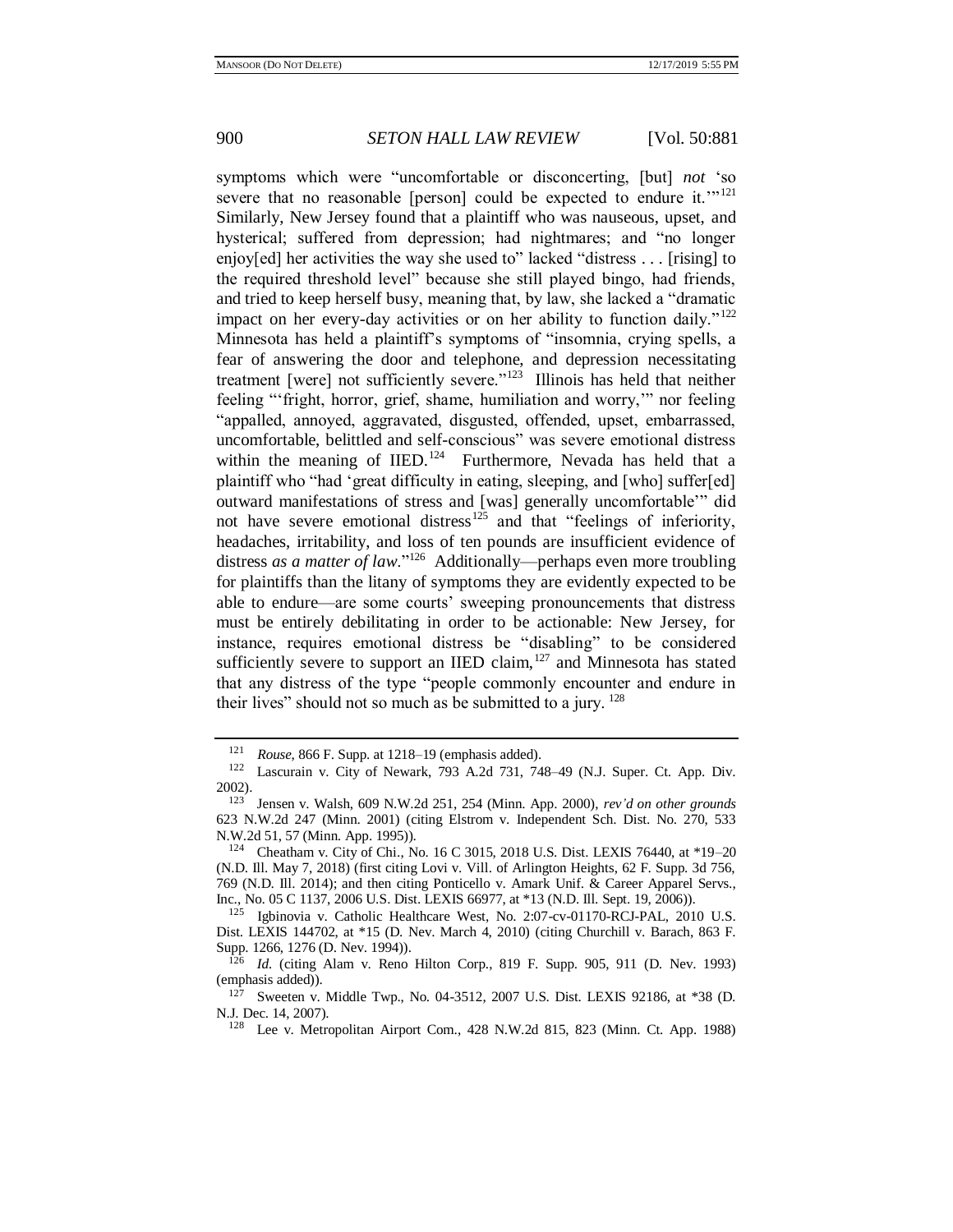symptoms which were "uncomfortable or disconcerting, [but] *not* 'so severe that no reasonable [person] could be expected to endure it.'"[121] Similarly, New Jersey found that a plaintiff who was nauseous, upset, and hysterical; suffered from depression; had nightmares; and "no longer enjoy[ed] her activities the way she used to" lacked "distress . . . [rising] to the required threshold level" because she still played bingo, had friends, and tried to keep herself busy, meaning that, by law, she lacked a "dramatic impact on her every-day activities or on her ability to function daily."[122] Minnesota has held a plaintiff's symptoms of "insomnia, crying spells, a fear of answering the door and telephone, and depression necessitating treatment [were] not sufficiently severe."[123] Illinois has held that neither feeling "'fright, horror, grief, shame, humiliation and worry,'" nor feeling "appalled, annoyed, aggravated, disgusted, offended, upset, embarrassed, uncomfortable, belittled and self-conscious" was severe emotional distress within the meaning of IIED.[124] Furthermore, Nevada has held that a plaintiff who "had 'great difficulty in eating, sleeping, and [who] suffer[ed] outward manifestations of stress and [was] generally uncomfortable'" did not have severe emotional distress[125] and that "feelings of inferiority, headaches, irritability, and loss of ten pounds are insufficient evidence of distress *as a matter of law*."[126] Additionally—perhaps even more troubling for plaintiffs than the litany of symptoms they are evidently expected to be able to endure—are some courts' sweeping pronouncements that distress must be entirely debilitating in order to be actionable: New Jersey, for instance, requires emotional distress be "disabling" to be considered sufficiently severe to support an IIED claim,[127] and Minnesota has stated that any distress of the type "people commonly encounter and endure in their lives" should not so much as be submitted to a jury.[128]

---

[121] *Rouse*, 866 F. Supp. at 1218–19 (emphasis added).

[122] Lascurain v. City of Newark, 793 A.2d 731, 748–49 (N.J. Super. Ct. App. Div. 2002).

[123] Jensen v. Walsh, 609 N.W.2d 251, 254 (Minn. App. 2000), *rev'd on other grounds* 623 N.W.2d 247 (Minn. 2001) (citing Elstrom v. Independent Sch. Dist. No. 270, 533 N.W.2d 51, 57 (Minn. App. 1995)).

[124] Cheatham v. City of Chi., No. 16 C 3015, 2018 U.S. Dist. LEXIS 76440, at *19–20 (N.D. Ill. May 7, 2018) (first citing Lovi v. Vill. of Arlington Heights, 62 F. Supp. 3d 756, 769 (N.D. Ill. 2014); and then citing Ponticello v. Amark Unif. & Career Apparel Servs., Inc., No. 05 C 1137, 2006 U.S. Dist. LEXIS 66977, at *13 (N.D. Ill. Sept. 19, 2006)).

[125] Igbinovia v. Catholic Healthcare West, No. 2:07-cv-01170-RCJ-PAL, 2010 U.S. Dist. LEXIS 144702, at *15 (D. Nev. March 4, 2010) (citing Churchill v. Barach, 863 F. Supp. 1266, 1276 (D. Nev. 1994)).

[126] *Id.* (citing Alam v. Reno Hilton Corp., 819 F. Supp. 905, 911 (D. Nev. 1993) (emphasis added)).

[127] Sweeten v. Middle Twp., No. 04-3512, 2007 U.S. Dist. LEXIS 92186, at *38 (D. N.J. Dec. 14, 2007).

[128] Lee v. Metropolitan Airport Com., 428 N.W.2d 815, 823 (Minn. Ct. App. 1988)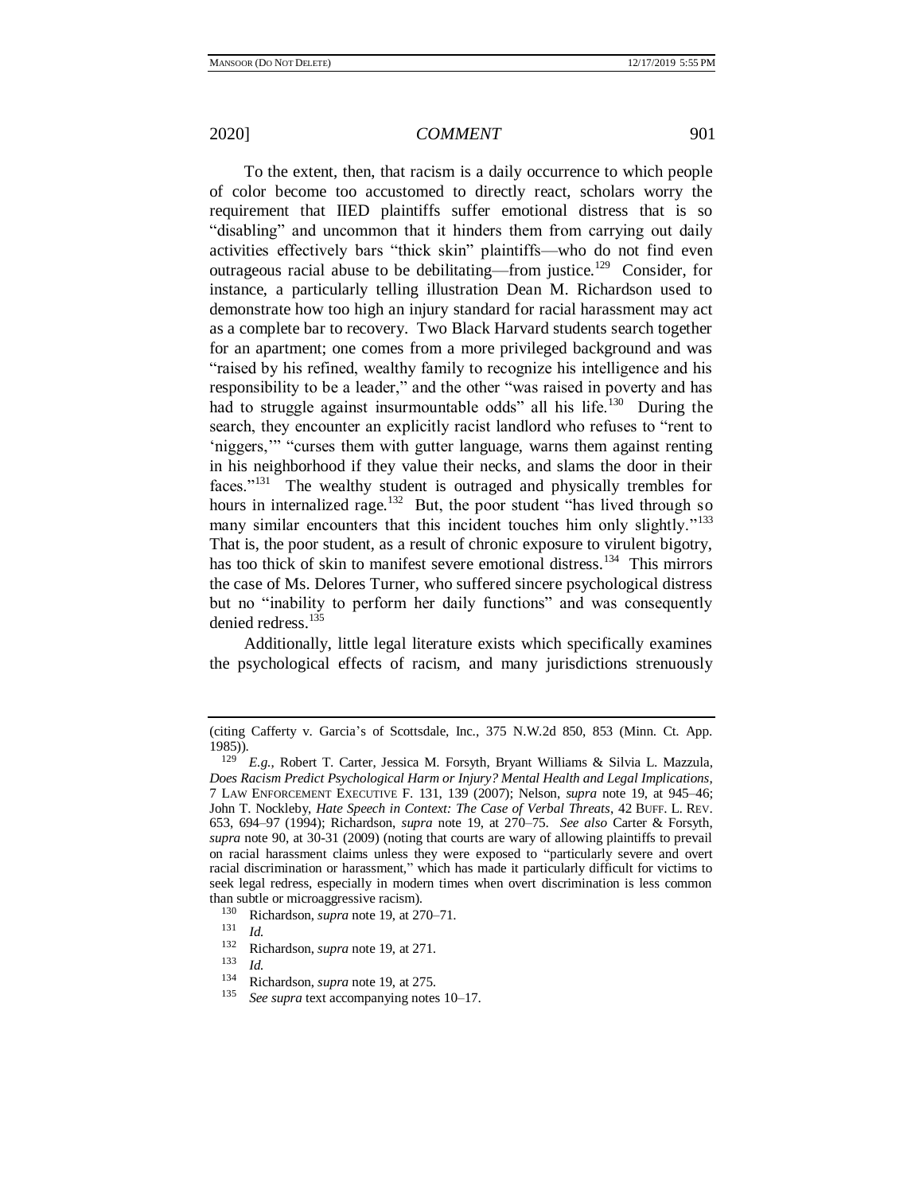To the extent, then, that racism is a daily occurrence to which people of color become too accustomed to directly react, scholars worry the requirement that IIED plaintiffs suffer emotional distress that is so "disabling" and uncommon that it hinders them from carrying out daily activities effectively bars "thick skin" plaintiffs—who do not find even outrageous racial abuse to be debilitating—from justice.[129] Consider, for instance, a particularly telling illustration Dean M. Richardson used to demonstrate how too high an injury standard for racial harassment may act as a complete bar to recovery. Two Black Harvard students search together for an apartment; one comes from a more privileged background and was "raised by his refined, wealthy family to recognize his intelligence and his responsibility to be a leader," and the other "was raised in poverty and has had to struggle against insurmountable odds" all his life.[130] During the search, they encounter an explicitly racist landlord who refuses to "rent to 'niggers,'" "curses them with gutter language, warns them against renting in his neighborhood if they value their necks, and slams the door in their faces."[131] The wealthy student is outraged and physically trembles for hours in internalized rage.[132] But, the poor student "has lived through so many similar encounters that this incident touches him only slightly."[133] That is, the poor student, as a result of chronic exposure to virulent bigotry, has too thick of skin to manifest severe emotional distress.[134] This mirrors the case of Ms. Delores Turner, who suffered sincere psychological distress but no "inability to perform her daily functions" and was consequently denied redress.[135]

Additionally, little legal literature exists which specifically examines the psychological effects of racism, and many jurisdictions strenuously

---

(citing Cafferty v. Garcia's of Scottsdale, Inc., 375 N.W.2d 850, 853 (Minn. Ct. App. 1985)).

[129] *E.g.*, Robert T. Carter, Jessica M. Forsyth, Bryant Williams & Silvia L. Mazzula, ***Does Racism Predict Psychological Harm or Injury? Mental Health and Legal Implications***, 7 LAW ENFORCEMENT EXECUTIVE F. 131, 139 (2007); Nelson, *supra* note 19, at 945–46; John T. Nockleby, *Hate Speech in Context: The Case of Verbal Threats*, 42 BUFF. L. REV. 653, 694–97 (1994); Richardson, *supra* note 19, at 270–75. *See also* Carter & Forsyth, *supra* note 90, at 30-31 (2009) (noting that courts are wary of allowing plaintiffs to prevail on racial harassment claims unless they were exposed to "particularly severe and overt racial discrimination or harassment," which has made it particularly difficult for victims to seek legal redress, especially in modern times when overt discrimination is less common than subtle or microaggressive racism).

[130] Richardson, *supra* note 19, at 270–71.

[131] *Id.*

[132] Richardson, *supra* note 19, at 271.

[133] *Id.*

[134] Richardson, *supra* note 19, at 275.

[135] *See supra* text accompanying notes 10–17.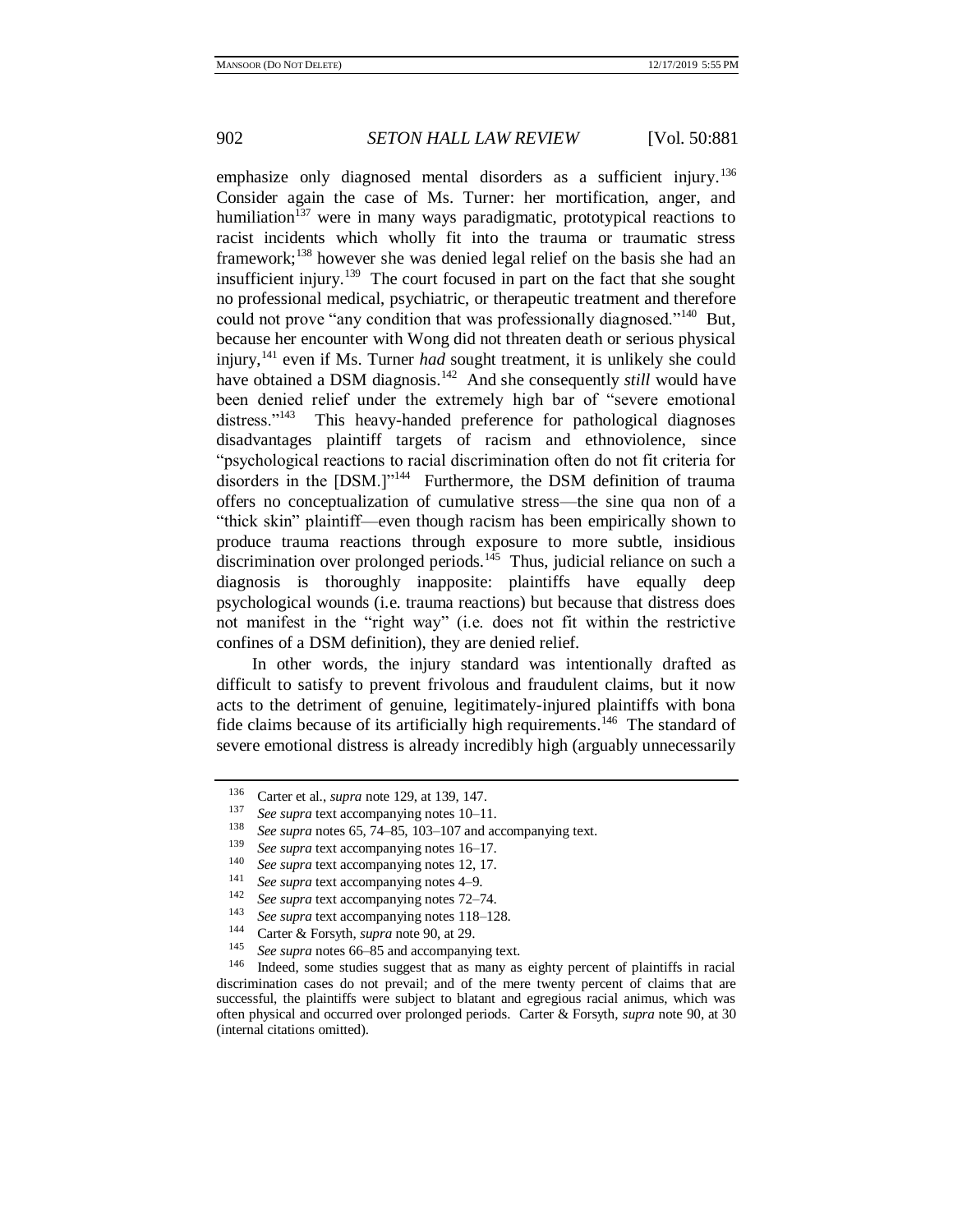emphasize only diagnosed mental disorders as a sufficient injury.[136] Consider again the case of Ms. Turner: her mortification, anger, and humiliation[137] were in many ways paradigmatic, prototypical reactions to racist incidents which wholly fit into the trauma or traumatic stress framework;[138] however she was denied legal relief on the basis she had an insufficient injury.[139] The court focused in part on the fact that she sought no professional medical, psychiatric, or therapeutic treatment and therefore could not prove "any condition that was professionally diagnosed."[140] But, because her encounter with Wong did not threaten death or serious physical injury,[141] even if Ms. Turner *had* sought treatment, it is unlikely she could have obtained a DSM diagnosis.[142] And she consequently *still* would have been denied relief under the extremely high bar of "severe emotional distress."[143] This heavy-handed preference for pathological diagnoses disadvantages plaintiff targets of racism and ethnoviolence, since "psychological reactions to racial discrimination often do not fit criteria for disorders in the [DSM.]"[144] Furthermore, the DSM definition of trauma offers no conceptualization of cumulative stress—the sine qua non of a "thick skin" plaintiff—even though racism has been empirically shown to produce trauma reactions through exposure to more subtle, insidious discrimination over prolonged periods.[145] Thus, judicial reliance on such a diagnosis is thoroughly inapposite: plaintiffs have equally deep psychological wounds (i.e. trauma reactions) but because that distress does not manifest in the "right way" (i.e. does not fit within the restrictive confines of a DSM definition), they are denied relief.

In other words, the injury standard was intentionally drafted as difficult to satisfy to prevent frivolous and fraudulent claims, but it now acts to the detriment of genuine, legitimately-injured plaintiffs with bona fide claims because of its artificially high requirements.[146] The standard of severe emotional distress is already incredibly high (arguably unnecessarily

---

[136] Carter et al., *supra* note 129, at 139, 147.

[137] *See supra* text accompanying notes 10–11.

[138] *See supra* notes 65, 74–85, 103–107 and accompanying text.

[139] *See supra* text accompanying notes 16–17.

[140] *See supra* text accompanying notes 12, 17.

[141] *See supra* text accompanying notes 4–9.

[142] *See supra* text accompanying notes 72–74.

[143] *See supra* text accompanying notes 118–128.

[144] Carter & Forsyth, *supra* note 90, at 29.

[145] *See supra* notes 66–85 and accompanying text.

[146] Indeed, some studies suggest that as many as eighty percent of plaintiffs in racial discrimination cases do not prevail; and of the mere twenty percent of claims that are successful, the plaintiffs were subject to blatant and egregious racial animus, which was often physical and occurred over prolonged periods. Carter & Forsyth, *supra* note 90, at 30 (internal citations omitted).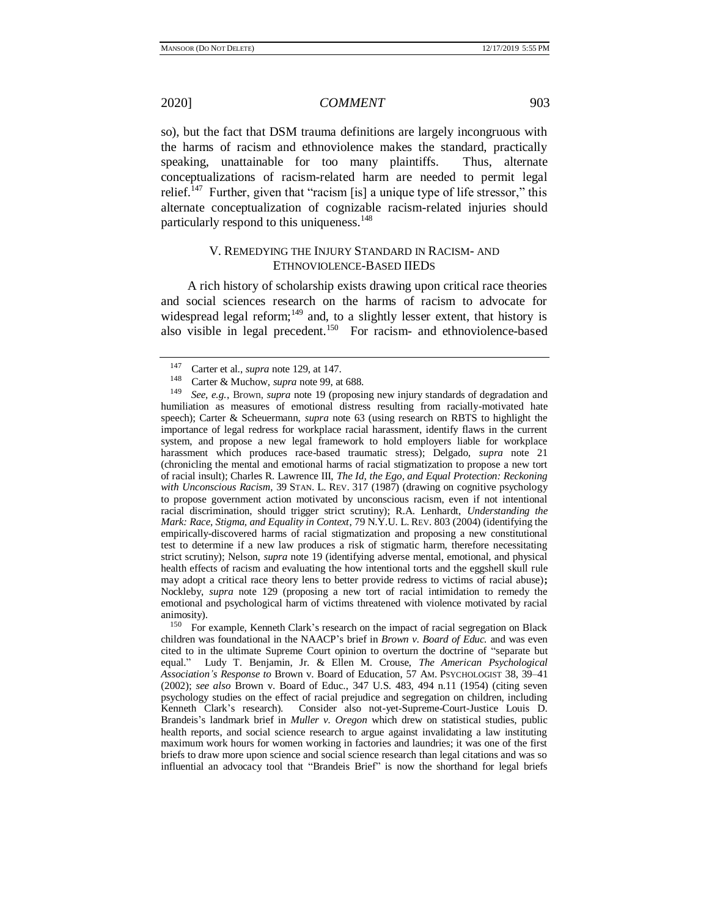so), but the fact that DSM trauma definitions are largely incongruous with the harms of racism and ethnoviolence makes the standard, practically speaking, unattainable for too many plaintiffs. Thus, alternate conceptualizations of racism-related harm are needed to permit legal relief.[147] Further, given that "racism [is] a unique type of life stressor," this alternate conceptualization of cognizable racism-related injuries should particularly respond to this uniqueness.[148]

## V. Remedying the Injury Standard in Racism- and Ethnoviolence-Based IIEDs

A rich history of scholarship exists drawing upon critical race theories and social sciences research on the harms of racism to advocate for widespread legal reform;[149] and, to a slightly lesser extent, that history is also visible in legal precedent.[150] For racism- and ethnoviolence-based

---

[147] Carter et al., *supra* note 129, at 147.

[148] Carter & Muchow, *supra* note 99, at 688.

[149] *See, e.g.*, Brown, *supra* note 19 (proposing new injury standards of degradation and humiliation as measures of emotional distress resulting from racially-motivated hate speech); Carter & Scheuermann, *supra* note 63 (using research on RBTS to highlight the importance of legal redress for workplace racial harassment, identify flaws in the current system, and propose a new legal framework to hold employers liable for workplace harassment which produces race-based traumatic stress); Delgado, *supra* note 21 (chronicling the mental and emotional harms of racial stigmatization to propose a new tort of racial insult); Charles R. Lawrence III, *The Id, the Ego, and Equal Protection: Reckoning with Unconscious Racism*, 39 STAN. L. REV. 317 (1987) (drawing on cognitive psychology to propose government action motivated by unconscious racism, even if not intentional racial discrimination, should trigger strict scrutiny); R.A. Lenhardt, *Understanding the Mark: Race, Stigma, and Equality in Context*, 79 N.Y.U. L. REV. 803 (2004) (identifying the empirically-discovered harms of racial stigmatization and proposing a new constitutional test to determine if a new law produces a risk of stigmatic harm, therefore necessitating strict scrutiny); Nelson, *supra* note 19 (identifying adverse mental, emotional, and physical health effects of racism and evaluating the how intentional torts and the eggshell skull rule may adopt a critical race theory lens to better provide redress to victims of racial abuse)**;** Nockleby, *supra* note 129 (proposing a new tort of racial intimidation to remedy the emotional and psychological harm of victims threatened with violence motivated by racial animosity).

[150] For example, Kenneth Clark's research on the impact of racial segregation on Black children was foundational in the NAACP's brief in *Brown v. Board of Educ.* and was even cited to in the ultimate Supreme Court opinion to overturn the doctrine of "separate but equal." Ludy T. Benjamin, Jr. & Ellen M. Crouse, *The American Psychological Association's Response to* Brown v. Board of Education, 57 AM. PSYCHOLOGIST 38, 39–41 (2002); *see also* Brown v. Board of Educ., 347 U.S. 483, 494 n.11 (1954) (citing seven psychology studies on the effect of racial prejudice and segregation on children, including Kenneth Clark's research). Consider also not-yet-Supreme-Court-Justice Louis D. Brandeis's landmark brief in *Muller v. Oregon* which drew on statistical studies, public health reports, and social science research to argue against invalidating a law instituting maximum work hours for women working in factories and laundries; it was one of the first briefs to draw more upon science and social science research than legal citations and was so influential an advocacy tool that "Brandeis Brief" is now the shorthand for legal briefs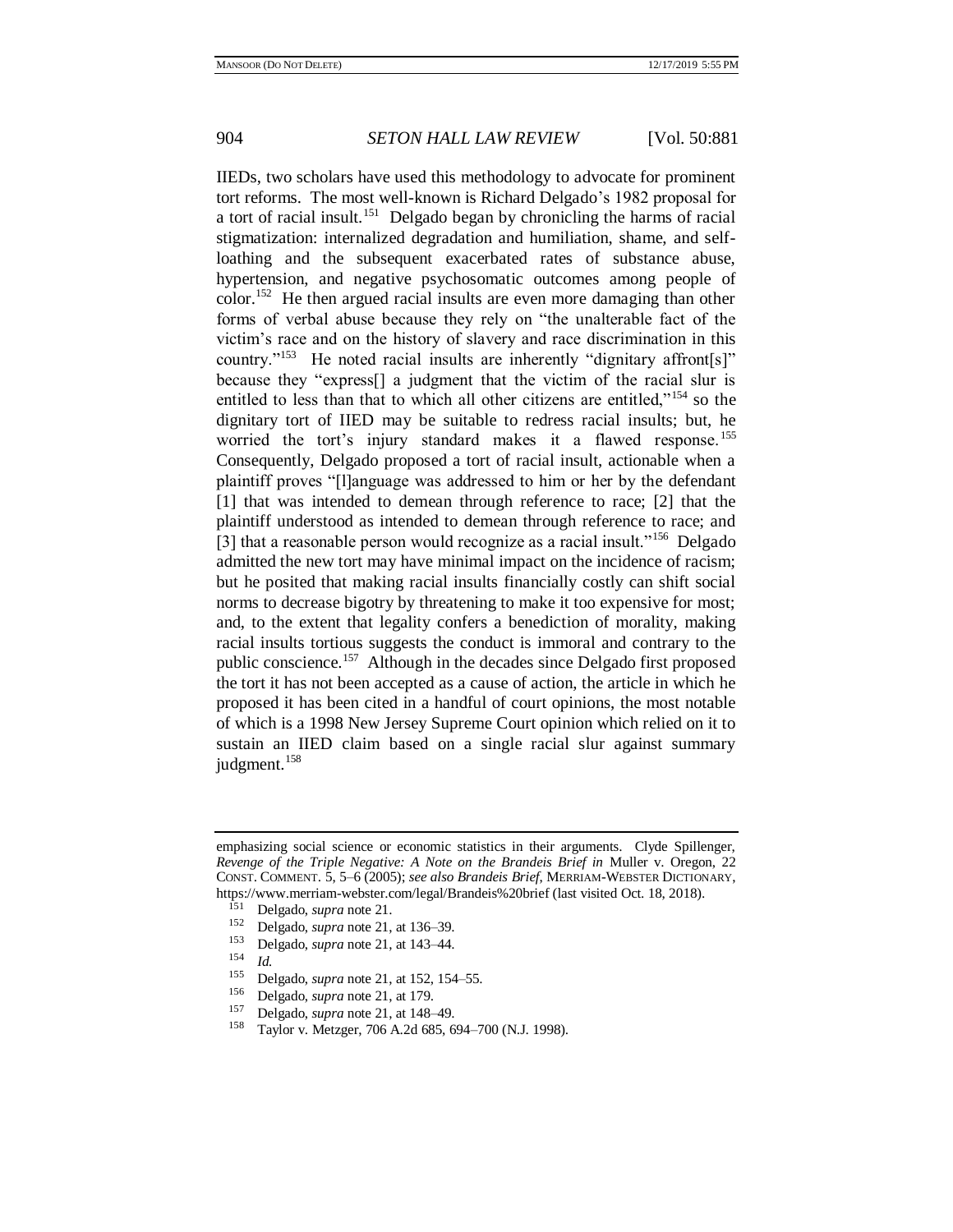IIEDs, two scholars have used this methodology to advocate for prominent tort reforms. The most well-known is Richard Delgado's 1982 proposal for a tort of racial insult.[151] Delgado began by chronicling the harms of racial stigmatization: internalized degradation and humiliation, shame, and self-loathing and the subsequent exacerbated rates of substance abuse, hypertension, and negative psychosomatic outcomes among people of color.[152] He then argued racial insults are even more damaging than other forms of verbal abuse because they rely on "the unalterable fact of the victim's race and on the history of slavery and race discrimination in this country."[153] He noted racial insults are inherently "dignitary affront[s]" because they "express[] a judgment that the victim of the racial slur is entitled to less than that to which all other citizens are entitled,"[154] so the dignitary tort of IIED may be suitable to redress racial insults; but, he worried the tort's injury standard makes it a flawed response.[155] Consequently, Delgado proposed a tort of racial insult, actionable when a plaintiff proves "[l]anguage was addressed to him or her by the defendant [1] that was intended to demean through reference to race; [2] that the plaintiff understood as intended to demean through reference to race; and [3] that a reasonable person would recognize as a racial insult."[156] Delgado admitted the new tort may have minimal impact on the incidence of racism; but he posited that making racial insults financially costly can shift social norms to decrease bigotry by threatening to make it too expensive for most; and, to the extent that legality confers a benediction of morality, making racial insults tortious suggests the conduct is immoral and contrary to the public conscience.[157] Although in the decades since Delgado first proposed the tort it has not been accepted as a cause of action, the article in which he proposed it has been cited in a handful of court opinions, the most notable of which is a 1998 New Jersey Supreme Court opinion which relied on it to sustain an IIED claim based on a single racial slur against summary judgment.[158]

---

emphasizing social science or economic statistics in their arguments. Clyde Spillenger, *Revenge of the Triple Negative: A Note on the Brandeis Brief in* Muller v. Oregon, 22 CONST. COMMENT. 5, 5–6 (2005); *see also Brandeis Brief*, MERRIAM-WEBSTER DICTIONARY, https://www.merriam-webster.com/legal/Brandeis%20brief (last visited Oct. 18, 2018).

[151] Delgado, *supra* note 21.

[152] Delgado, *supra* note 21, at 136–39.

[153] Delgado, *supra* note 21, at 143–44.

[154] *Id.*

[155] Delgado, *supra* note 21, at 152, 154–55.

[156] Delgado, *supra* note 21, at 179.

[157] Delgado, *supra* note 21, at 148–49.

[158] Taylor v. Metzger, 706 A.2d 685, 694–700 (N.J. 1998).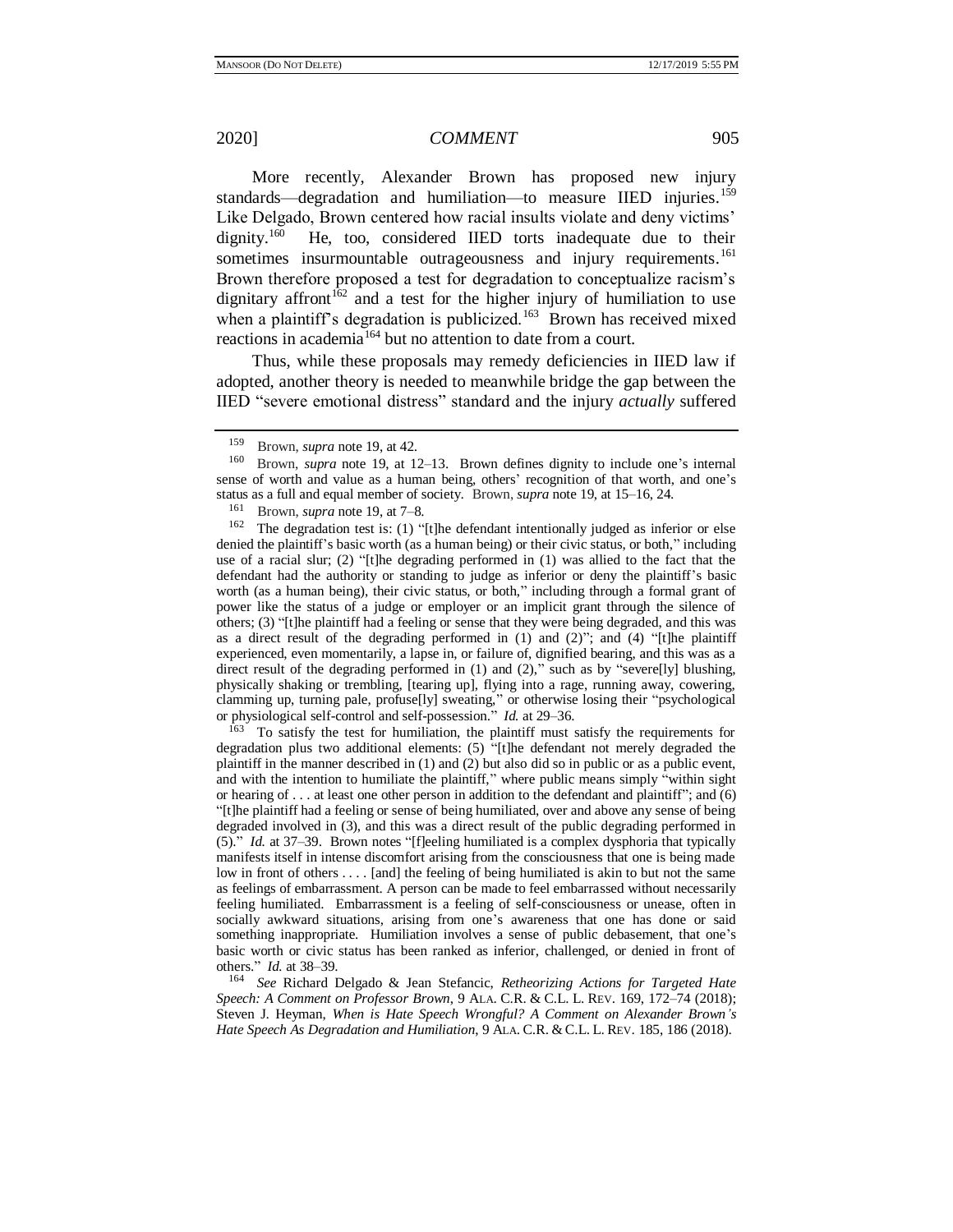More recently, Alexander Brown has proposed new injury standards—degradation and humiliation—to measure IIED injuries.[159] Like Delgado, Brown centered how racial insults violate and deny victims' dignity.[160] He, too, considered IIED torts inadequate due to their sometimes insurmountable outrageousness and injury requirements.[161] Brown therefore proposed a test for degradation to conceptualize racism's dignitary affront[162] and a test for the higher injury of humiliation to use when a plaintiff's degradation is publicized.[163] Brown has received mixed reactions in academia[164] but no attention to date from a court.

Thus, while these proposals may remedy deficiencies in IIED law if adopted, another theory is needed to meanwhile bridge the gap between the IIED "severe emotional distress" standard and the injury *actually* suffered

---

[159] Brown, *supra* note 19, at 42.

[160] Brown, *supra* note 19, at 12–13. Brown defines dignity to include one's internal sense of worth and value as a human being, others' recognition of that worth, and one's status as a full and equal member of society. Brown, *supra* note 19, at 15–16, 24.

[161] Brown, *supra* note 19, at 7–8.

[162] The degradation test is: (1) "[t]he defendant intentionally judged as inferior or else denied the plaintiff's basic worth (as a human being) or their civic status, or both," including use of a racial slur; (2) "[t]he degrading performed in (1) was allied to the fact that the defendant had the authority or standing to judge as inferior or deny the plaintiff's basic worth (as a human being), their civic status, or both," including through a formal grant of power like the status of a judge or employer or an implicit grant through the silence of others; (3) "[t]he plaintiff had a feeling or sense that they were being degraded, and this was as a direct result of the degrading performed in (1) and (2)"; and (4) "[t]he plaintiff experienced, even momentarily, a lapse in, or failure of, dignified bearing, and this was as a direct result of the degrading performed in (1) and (2)," such as by "severe[ly] blushing, physically shaking or trembling, [tearing up], flying into a rage, running away, cowering, clamming up, turning pale, profuse[ly] sweating," or otherwise losing their "psychological or physiological self-control and self-possession." *Id.* at 29–36.

[163] To satisfy the test for humiliation, the plaintiff must satisfy the requirements for degradation plus two additional elements: (5) "[t]he defendant not merely degraded the plaintiff in the manner described in (1) and (2) but also did so in public or as a public event, and with the intention to humiliate the plaintiff," where public means simply "within sight or hearing of . . . at least one other person in addition to the defendant and plaintiff"; and (6) "[t]he plaintiff had a feeling or sense of being humiliated, over and above any sense of being degraded involved in (3), and this was a direct result of the public degrading performed in (5)." *Id.* at 37–39. Brown notes "[f]eeling humiliated is a complex dysphoria that typically manifests itself in intense discomfort arising from the consciousness that one is being made low in front of others . . . . [and] the feeling of being humiliated is akin to but not the same as feelings of embarrassment. A person can be made to feel embarrassed without necessarily feeling humiliated. Embarrassment is a feeling of self-consciousness or unease, often in socially awkward situations, arising from one's awareness that one has done or said something inappropriate. Humiliation involves a sense of public debasement, that one's basic worth or civic status has been ranked as inferior, challenged, or denied in front of others." *Id.* at 38–39.

[164] *See* Richard Delgado & Jean Stefancic, *Retheorizing Actions for Targeted Hate Speech: A Comment on Professor Brown*, 9 ALA. C.R. & C.L. L. REV. 169, 172–74 (2018); Steven J. Heyman, *When is Hate Speech Wrongful? A Comment on Alexander Brown's Hate Speech As Degradation and Humiliation*, 9 ALA. C.R. & C.L. L. REV. 185, 186 (2018).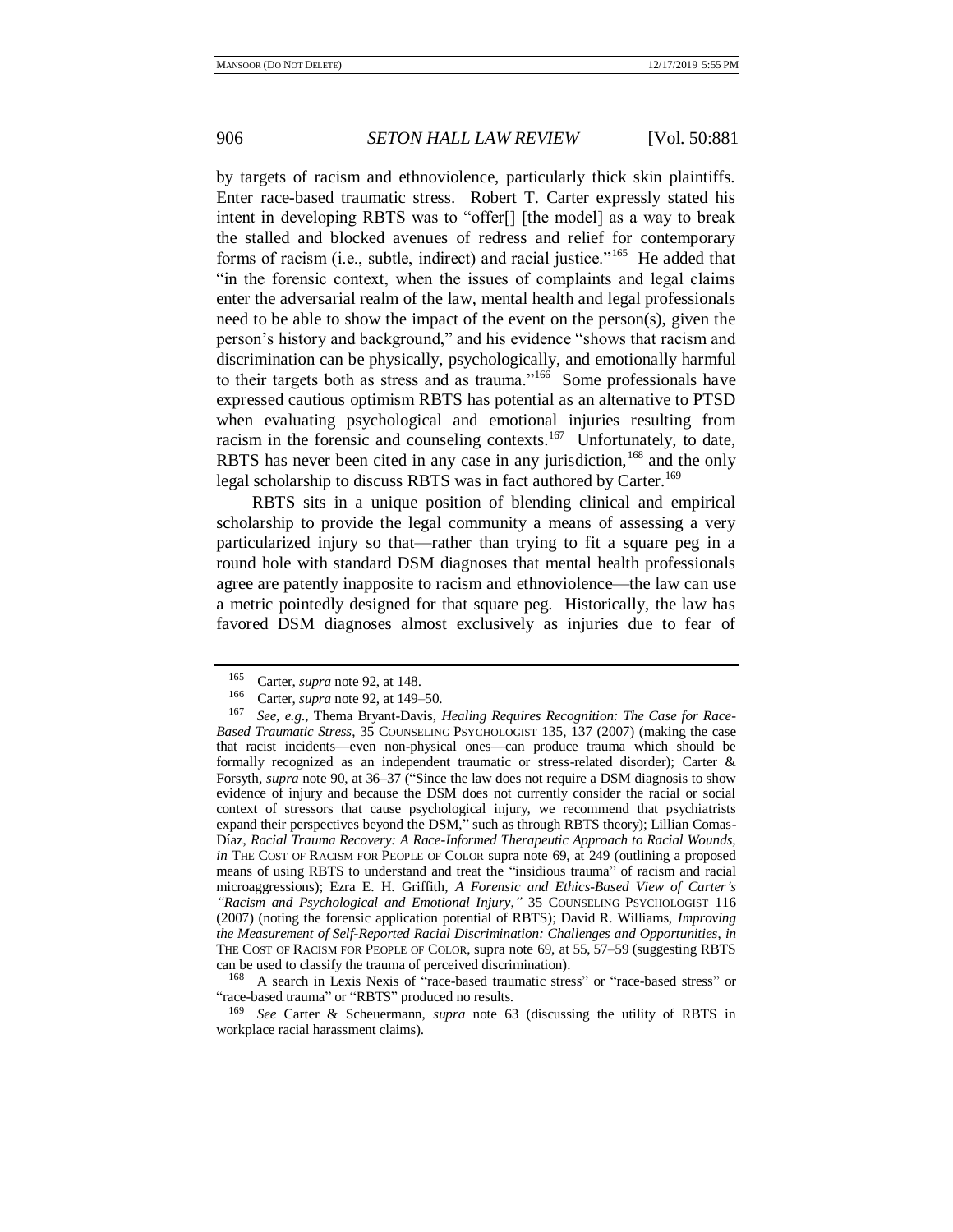by targets of racism and ethnoviolence, particularly thick skin plaintiffs. Enter race-based traumatic stress. Robert T. Carter expressly stated his intent in developing RBTS was to "offer[] [the model] as a way to break the stalled and blocked avenues of redress and relief for contemporary forms of racism (i.e., subtle, indirect) and racial justice."[165] He added that "in the forensic context, when the issues of complaints and legal claims enter the adversarial realm of the law, mental health and legal professionals need to be able to show the impact of the event on the person(s), given the person's history and background," and his evidence "shows that racism and discrimination can be physically, psychologically, and emotionally harmful to their targets both as stress and as trauma."[166] Some professionals have expressed cautious optimism RBTS has potential as an alternative to PTSD when evaluating psychological and emotional injuries resulting from racism in the forensic and counseling contexts.[167] Unfortunately, to date, RBTS has never been cited in any case in any jurisdiction,[168] and the only legal scholarship to discuss RBTS was in fact authored by Carter.[169]

RBTS sits in a unique position of blending clinical and empirical scholarship to provide the legal community a means of assessing a very particularized injury so that—rather than trying to fit a square peg in a round hole with standard DSM diagnoses that mental health professionals agree are patently inapposite to racism and ethnoviolence—the law can use a metric pointedly designed for that square peg. Historically, the law has favored DSM diagnoses almost exclusively as injuries due to fear of

---

[165] Carter, *supra* note 92, at 148.

[166] Carter, *supra* note 92, at 149–50.

[167] *See, e.g.*, Thema Bryant-Davis, *Healing Requires Recognition: The Case for Race-Based Traumatic Stress*, 35 COUNSELING PSYCHOLOGIST 135, 137 (2007) (making the case that racist incidents—even non-physical ones—can produce trauma which should be formally recognized as an independent traumatic or stress-related disorder); Carter & Forsyth, *supra* note 90, at 36–37 ("Since the law does not require a DSM diagnosis to show evidence of injury and because the DSM does not currently consider the racial or social context of stressors that cause psychological injury, we recommend that psychiatrists expand their perspectives beyond the DSM," such as through RBTS theory); Lillian Comas-Díaz, *Racial Trauma Recovery: A Race-Informed Therapeutic Approach to Racial Wounds*, *in* THE COST OF RACISM FOR PEOPLE OF COLOR supra note 69, at 249 (outlining a proposed means of using RBTS to understand and treat the "insidious trauma" of racism and racial microaggressions); Ezra E. H. Griffith, *A Forensic and Ethics-Based View of Carter's "Racism and Psychological and Emotional Injury*,*"* 35 COUNSELING PSYCHOLOGIST 116 (2007) (noting the forensic application potential of RBTS); David R. Williams, *Improving the Measurement of Self-Reported Racial Discrimination: Challenges and Opportunities*, *in* THE COST OF RACISM FOR PEOPLE OF COLOR, supra note 69, at 55, 57–59 (suggesting RBTS can be used to classify the trauma of perceived discrimination).

[168] A search in Lexis Nexis of "race-based traumatic stress" or "race-based stress" or "race-based trauma" or "RBTS" produced no results.

[169] *See* Carter & Scheuermann, *supra* note 63 (discussing the utility of RBTS in workplace racial harassment claims).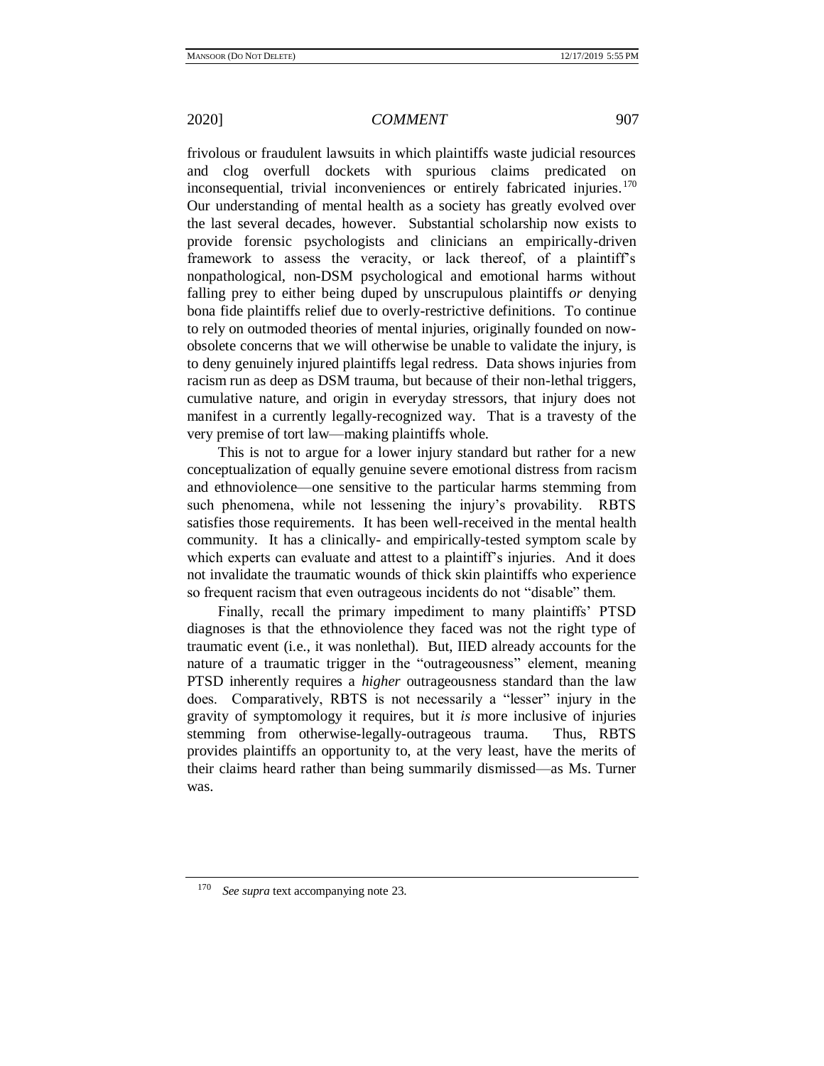frivolous or fraudulent lawsuits in which plaintiffs waste judicial resources and clog overfull dockets with spurious claims predicated on inconsequential, trivial inconveniences or entirely fabricated injuries.[170] Our understanding of mental health as a society has greatly evolved over the last several decades, however. Substantial scholarship now exists to provide forensic psychologists and clinicians an empirically-driven framework to assess the veracity, or lack thereof, of a plaintiff's nonpathological, non-DSM psychological and emotional harms without falling prey to either being duped by unscrupulous plaintiffs *or* denying bona fide plaintiffs relief due to overly-restrictive definitions. To continue to rely on outmoded theories of mental injuries, originally founded on now-obsolete concerns that we will otherwise be unable to validate the injury, is to deny genuinely injured plaintiffs legal redress. Data shows injuries from racism run as deep as DSM trauma, but because of their non-lethal triggers, cumulative nature, and origin in everyday stressors, that injury does not manifest in a currently legally-recognized way. That is a travesty of the very premise of tort law—making plaintiffs whole.

This is not to argue for a lower injury standard but rather for a new conceptualization of equally genuine severe emotional distress from racism and ethnoviolence—one sensitive to the particular harms stemming from such phenomena, while not lessening the injury's provability. RBTS satisfies those requirements. It has been well-received in the mental health community. It has a clinically- and empirically-tested symptom scale by which experts can evaluate and attest to a plaintiff's injuries. And it does not invalidate the traumatic wounds of thick skin plaintiffs who experience so frequent racism that even outrageous incidents do not "disable" them.

Finally, recall the primary impediment to many plaintiffs' PTSD diagnoses is that the ethnoviolence they faced was not the right type of traumatic event (i.e., it was nonlethal). But, IIED already accounts for the nature of a traumatic trigger in the "outrageousness" element, meaning PTSD inherently requires a *higher* outrageousness standard than the law does. Comparatively, RBTS is not necessarily a "lesser" injury in the gravity of symptomology it requires, but it *is* more inclusive of injuries stemming from otherwise-legally-outrageous trauma. Thus, RBTS provides plaintiffs an opportunity to, at the very least, have the merits of their claims heard rather than being summarily dismissed—as Ms. Turner was.

---

[170] *See supra* text accompanying note 23.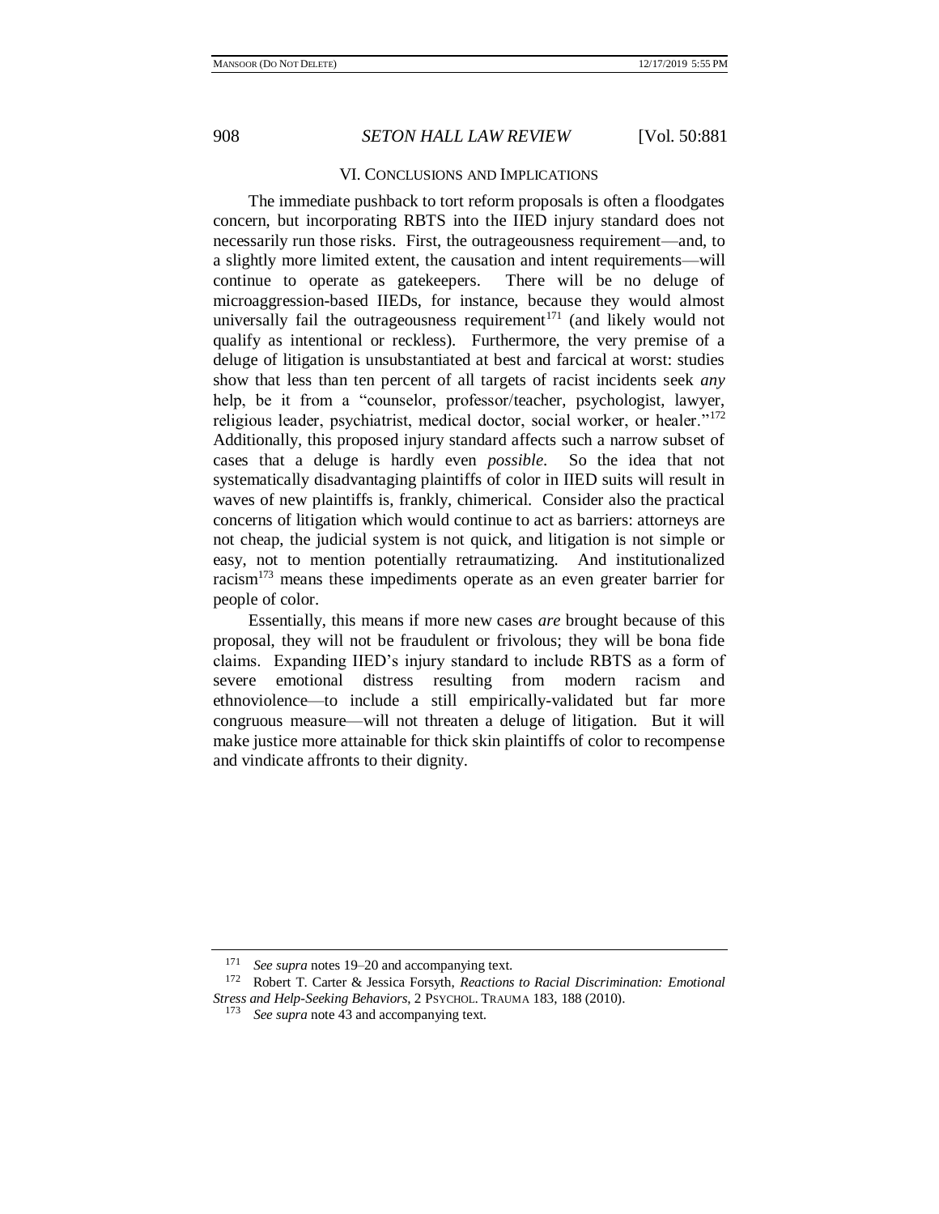## VI. CONCLUSIONS AND IMPLICATIONS

The immediate pushback to tort reform proposals is often a floodgates concern, but incorporating RBTS into the IIED injury standard does not necessarily run those risks. First, the outrageousness requirement—and, to a slightly more limited extent, the causation and intent requirements—will continue to operate as gatekeepers. There will be no deluge of microaggression-based IIEDs, for instance, because they would almost universally fail the outrageousness requirement[171] (and likely would not qualify as intentional or reckless). Furthermore, the very premise of a deluge of litigation is unsubstantiated at best and farcical at worst: studies show that less than ten percent of all targets of racist incidents seek *any* help, be it from a "counselor, professor/teacher, psychologist, lawyer, religious leader, psychiatrist, medical doctor, social worker, or healer."[172] Additionally, this proposed injury standard affects such a narrow subset of cases that a deluge is hardly even *possible*. So the idea that not systematically disadvantaging plaintiffs of color in IIED suits will result in waves of new plaintiffs is, frankly, chimerical. Consider also the practical concerns of litigation which would continue to act as barriers: attorneys are not cheap, the judicial system is not quick, and litigation is not simple or easy, not to mention potentially retraumatizing. And institutionalized racism[173] means these impediments operate as an even greater barrier for people of color.

Essentially, this means if more new cases *are* brought because of this proposal, they will not be fraudulent or frivolous; they will be bona fide claims. Expanding IIED's injury standard to include RBTS as a form of severe emotional distress resulting from modern racism and ethnoviolence—to include a still empirically-validated but far more congruous measure—will not threaten a deluge of litigation. But it will make justice more attainable for thick skin plaintiffs of color to recompense and vindicate affronts to their dignity.

---

[171] *See supra* notes 19–20 and accompanying text.

[172] Robert T. Carter & Jessica Forsyth, *Reactions to Racial Discrimination: Emotional Stress and Help-Seeking Behaviors*, 2 PSYCHOL. TRAUMA 183, 188 (2010).

[173] *See supra* note 43 and accompanying text.